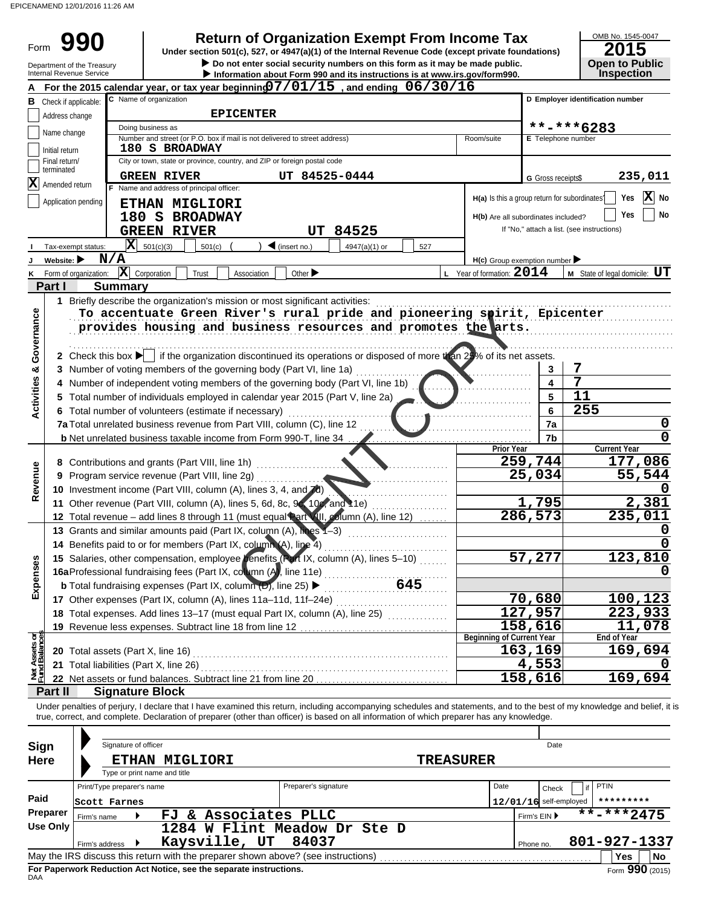EPICENAMEND 12/01/2016 11:26 AM

# Form 990 — Return of Organization Exempt From Income Tax

Under section 501(c), 527, or 4947(a)(1) of the Internal Revenue Code (except private foundations)

▶ Do not enter social security numbers on this form as it may be made public.

▶ Information about Form 990 and its instructions is at www.irs.gov/form990.

Department of the Treasury
Internal Revenue Service

OMB No. 1545-0047
**2015**
**Open to Public Inspection**

**A** For the 2015 calendar year, or tax year beginning 07/01/15, and ending 06/30/16

**B** Check if applicable:
- [ ] Address change
- [ ] Name change
- [ ] Initial return
- [ ] Final return/terminated
- [X] Amended return
- [ ] Application pending

**C** Name of organization: **EPICENTER**

Doing business as

Number and street (or P.O. box if mail is not delivered to street address): 180 S BROADWAY | Room/suite

City or town, state or province, country, and ZIP or foreign postal code: GREEN RIVER UT 84525-0444

**D** Employer identification number: **-***6283

**E** Telephone number

**G** Gross receipts $ 235,011

**F** Name and address of principal officer:
ETHAN MIGLIORI
180 S BROADWAY
GREEN RIVER UT 84525

H(a) Is this a group return for subordinates? Yes [ ] No [X]

H(b) Are all subordinates included? Yes [ ] No [ ]
If "No," attach a list. (see instructions)

**I** Tax-exempt status: [X] 501(c)(3) [ ] 501(c) ( ) ◀ (insert no.) [ ] 4947(a)(1) or [ ] 527

**J** Website: ▶ N/A

H(c) Group exemption number ▶

**K** Form of organization: [X] Corporation [ ] Trust [ ] Association [ ] Other ▶

**L** Year of formation: 2014

**M** State of legal domicile: UT

## Part I Summary

**Activities & Governance**

1 Briefly describe the organization's mission or most significant activities:
To accentuate Green River's rural pride and pioneering spirit, Epicenter provides housing and business resources and promotes the arts.

2 Check this box ▶ [ ] if the organization discontinued its operations or disposed of more than 25% of its net assets.

| | | | |
|---|---|---|---|
| 3 | Number of voting members of the governing body (Part VI, line 1a) | 3 | 7 |
| 4 | Number of independent voting members of the governing body (Part VI, line 1b) | 4 | 7 |
| 5 | Total number of individuals employed in calendar year 2015 (Part V, line 2a) | 5 | 11 |
| 6 | Total number of volunteers (estimate if necessary) | 6 | 255 |
| 7a | Total unrelated business revenue from Part VIII, column (C), line 12 | 7a | 0 |
| b | Net unrelated business taxable income from Form 990-T, line 34 | 7b | 0 |

| | | Prior Year | Current Year |
|---|---|---|---|
| **Revenue** | | | |
| 8 | Contributions and grants (Part VIII, line 1h) | 259,744 | 177,086 |
| 9 | Program service revenue (Part VIII, line 2g) | 25,034 | 55,544 |
| 10 | Investment income (Part VIII, column (A), lines 3, 4, and 7d) | | 0 |
| 11 | Other revenue (Part VIII, column (A), lines 5, 6d, 8c, 9c, 10c, and 11e) | 1,795 | 2,381 |
| 12 | Total revenue – add lines 8 through 11 (must equal Part VIII, column (A), line 12) | 286,573 | 235,011 |
| **Expenses** | | | |
| 13 | Grants and similar amounts paid (Part IX, column (A), lines 1–3) | | 0 |
| 14 | Benefits paid to or for members (Part IX, column (A), line 4) | | 0 |
| 15 | Salaries, other compensation, employee benefits (Part IX, column (A), lines 5–10) | 57,277 | 123,810 |
| 16a | Professional fundraising fees (Part IX, column (A), line 11e) | | 0 |
| b | Total fundraising expenses (Part IX, column (D), line 25) ▶ 645 | | |
| 17 | Other expenses (Part IX, column (A), lines 11a–11d, 11f–24e) | 70,680 | 100,123 |
| 18 | Total expenses. Add lines 13–17 (must equal Part IX, column (A), line 25) | 127,957 | 223,933 |
| 19 | Revenue less expenses. Subtract line 18 from line 12 | 158,616 | 11,078 |

| **Net Assets or Fund Balances** | | Beginning of Current Year | End of Year |
|---|---|---|---|
| 20 | Total assets (Part X, line 16) | 163,169 | 169,694 |
| 21 | Total liabilities (Part X, line 26) | 4,553 | 0 |
| 22 | Net assets or fund balances. Subtract line 21 from line 20 | 158,616 | 169,694 |

## Part II Signature Block

Under penalties of perjury, I declare that I have examined this return, including accompanying schedules and statements, and to the best of my knowledge and belief, it is true, correct, and complete. Declaration of preparer (other than officer) is based on all information of which preparer has any knowledge.

**Sign Here**

Signature of officer | Date

ETHAN MIGLIORI — TREASURER
Type or print name and title

**Paid Preparer Use Only**

| Print/Type preparer's name | Preparer's signature | Date | Check [ ] if self-employed | PTIN |
|---|---|---|---|---|
| Scott Farnes | | 12/01/16 | | ********* |

Firm's name ▶ FJ & Associates PLLC — Firm's EIN ▶ **-***2475

Firm's address ▶ 1284 W Flint Meadow Dr Ste D, Kaysville, UT 84037 — Phone no. 801-927-1337

May the IRS discuss this return with the preparer shown above? (see instructions) [ ] Yes [ ] No

For Paperwork Reduction Act Notice, see the separate instructions.

DAA — Form 990 (2015)

CLIENT COPY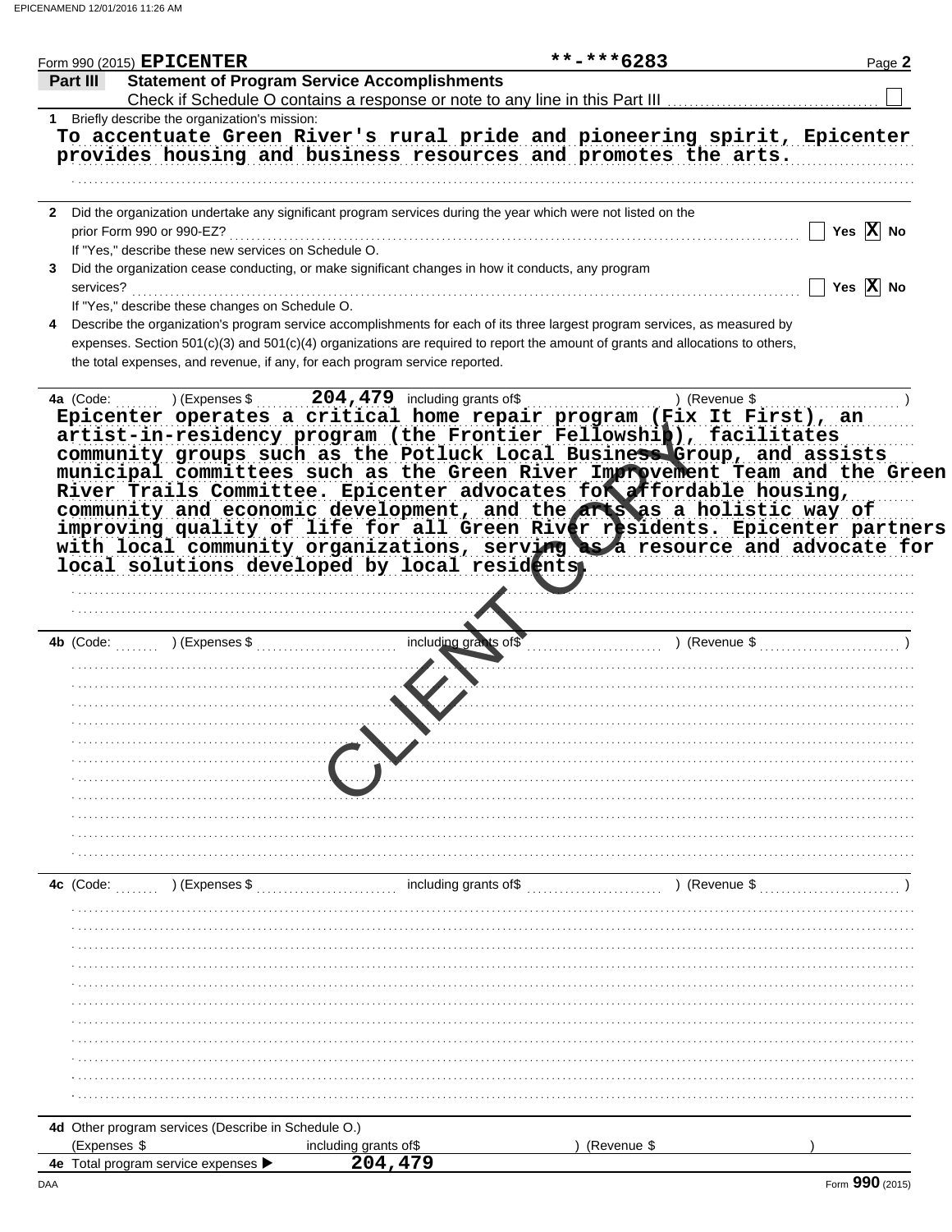Form 990 (2015) **EPICENTER** **-***6283 Page **2**

**Part III** **Statement of Program Service Accomplishments**

Check if Schedule O contains a response or note to any line in this Part III ☐

**1** Briefly describe the organization's mission:

To accentuate Green River's rural pride and pioneering spirit, Epicenter provides housing and business resources and promotes the arts.

**2** Did the organization undertake any significant program services during the year which were not listed on the prior Form 990 or 990-EZ? ☐ Yes ☒ No

If "Yes," describe these new services on Schedule O.

**3** Did the organization cease conducting, or make significant changes in how it conducts, any program services? ☐ Yes ☒ No

If "Yes," describe these changes on Schedule O.

**4** Describe the organization's program service accomplishments for each of its three largest program services, as measured by expenses. Section 501(c)(3) and 501(c)(4) organizations are required to report the amount of grants and allocations to others, the total expenses, and revenue, if any, for each program service reported.

**4a** (Code: ) (Expenses $ 204,479 including grants of$ ) (Revenue $ )

Epicenter operates a critical home repair program (Fix It First), an artist-in-residency program (the Frontier Fellowship), facilitates community groups such as the Potluck Local Business Group, and assists municipal committees such as the Green River Improvement Team and the Green River Trails Committee. Epicenter advocates for affordable housing, community and economic development, and the arts as a holistic way of improving quality of life for all Green River residents. Epicenter partners with local community organizations, serving as a resource and advocate for local solutions developed by local residents.

**4b** (Code: ) (Expenses $ including grants of$ ) (Revenue $ )

**4c** (Code: ) (Expenses $ including grants of$ ) (Revenue $ )

**4d** Other program services (Describe in Schedule O.)

(Expenses $ including grants of$ ) (Revenue $ )

**4e** Total program service expenses ▶ 204,479

Form **990** (2015)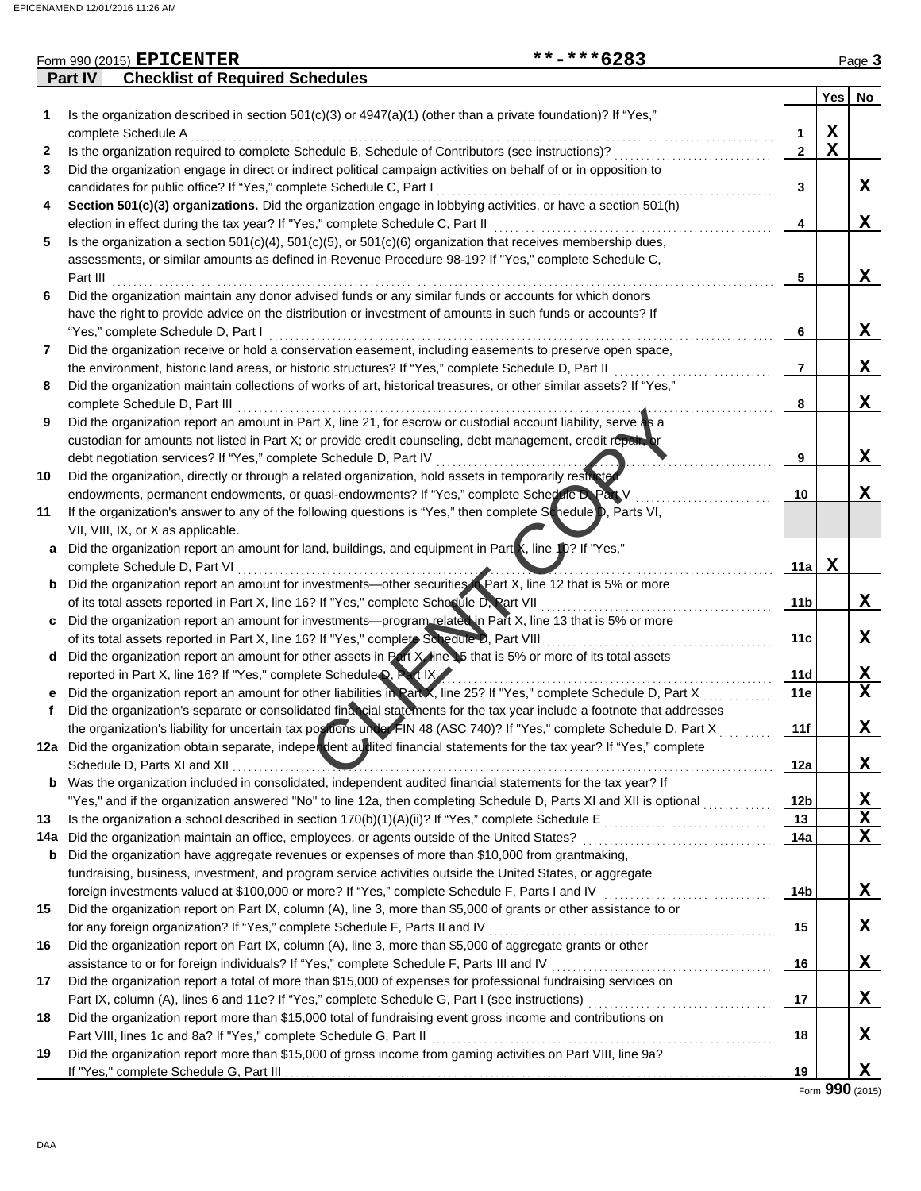Form 990 (2015) **EPICENTER** **-***6283

## Part IV Checklist of Required Schedules

| | | | Yes | No |
|---|---|---|---|---|
| 1 | Is the organization described in section 501(c)(3) or 4947(a)(1) (other than a private foundation)? If "Yes," complete Schedule A | 1 | X | |
| 2 | Is the organization required to complete Schedule B, Schedule of Contributors (see instructions)? | 2 | X | |
| 3 | Did the organization engage in direct or indirect political campaign activities on behalf of or in opposition to candidates for public office? If "Yes," complete Schedule C, Part I | 3 | | X |
| 4 | **Section 501(c)(3) organizations.** Did the organization engage in lobbying activities, or have a section 501(h) election in effect during the tax year? If "Yes," complete Schedule C, Part II | 4 | | X |
| 5 | Is the organization a section 501(c)(4), 501(c)(5), or 501(c)(6) organization that receives membership dues, assessments, or similar amounts as defined in Revenue Procedure 98-19? If "Yes," complete Schedule C, Part III | 5 | | X |
| 6 | Did the organization maintain any donor advised funds or any similar funds or accounts for which donors have the right to provide advice on the distribution or investment of amounts in such funds or accounts? If "Yes," complete Schedule D, Part I | 6 | | X |
| 7 | Did the organization receive or hold a conservation easement, including easements to preserve open space, the environment, historic land areas, or historic structures? If "Yes," complete Schedule D, Part II | 7 | | X |
| 8 | Did the organization maintain collections of works of art, historical treasures, or other similar assets? If "Yes," complete Schedule D, Part III | 8 | | X |
| 9 | Did the organization report an amount in Part X, line 21, for escrow or custodial account liability, serve as a custodian for amounts not listed in Part X; or provide credit counseling, debt management, credit repair, or debt negotiation services? If "Yes," complete Schedule D, Part IV | 9 | | X |
| 10 | Did the organization, directly or through a related organization, hold assets in temporarily restricted endowments, permanent endowments, or quasi-endowments? If "Yes," complete Schedule D, Part V | 10 | | X |
| 11 | If the organization's answer to any of the following questions is "Yes," then complete Schedule D, Parts VI, VII, VIII, IX, or X as applicable. | | | |
| a | Did the organization report an amount for land, buildings, and equipment in Part X, line 10? If "Yes," complete Schedule D, Part VI | 11a | X | |
| b | Did the organization report an amount for investments—other securities in Part X, line 12 that is 5% or more of its total assets reported in Part X, line 16? If "Yes," complete Schedule D, Part VII | 11b | | X |
| c | Did the organization report an amount for investments—program related in Part X, line 13 that is 5% or more of its total assets reported in Part X, line 16? If "Yes," complete Schedule D, Part VIII | 11c | | X |
| d | Did the organization report an amount for other assets in Part X, line 15 that is 5% or more of its total assets reported in Part X, line 16? If "Yes," complete Schedule D, Part IX | 11d | | X |
| e | Did the organization report an amount for other liabilities in Part X, line 25? If "Yes," complete Schedule D, Part X | 11e | | X |
| f | Did the organization's separate or consolidated financial statements for the tax year include a footnote that addresses the organization's liability for uncertain tax positions under FIN 48 (ASC 740)? If "Yes," complete Schedule D, Part X | 11f | | X |
| 12a | Did the organization obtain separate, independent audited financial statements for the tax year? If "Yes," complete Schedule D, Parts XI and XII | 12a | | X |
| b | Was the organization included in consolidated, independent audited financial statements for the tax year? If "Yes," and if the organization answered "No" to line 12a, then completing Schedule D, Parts XI and XII is optional | 12b | | X |
| 13 | Is the organization a school described in section 170(b)(1)(A)(ii)? If "Yes," complete Schedule E | 13 | | X |
| 14a | Did the organization maintain an office, employees, or agents outside of the United States? | 14a | | X |
| b | Did the organization have aggregate revenues or expenses of more than $10,000 from grantmaking, fundraising, business, investment, and program service activities outside the United States, or aggregate foreign investments valued at $100,000 or more? If "Yes," complete Schedule F, Parts I and IV | 14b | | X |
| 15 | Did the organization report on Part IX, column (A), line 3, more than $5,000 of grants or other assistance to or for any foreign organization? If "Yes," complete Schedule F, Parts II and IV | 15 | | X |
| 16 | Did the organization report on Part IX, column (A), line 3, more than $5,000 of aggregate grants or other assistance to or for foreign individuals? If "Yes," complete Schedule F, Parts III and IV | 16 | | X |
| 17 | Did the organization report a total of more than $15,000 of expenses for professional fundraising services on Part IX, column (A), lines 6 and 11e? If "Yes," complete Schedule G, Part I (see instructions) | 17 | | X |
| 18 | Did the organization report more than $15,000 total of fundraising event gross income and contributions on Part VIII, lines 1c and 8a? If "Yes," complete Schedule G, Part II | 18 | | X |
| 19 | Did the organization report more than $15,000 of gross income from gaming activities on Part VIII, line 9a? If "Yes," complete Schedule G, Part III | 19 | | X |

Form **990** (2015)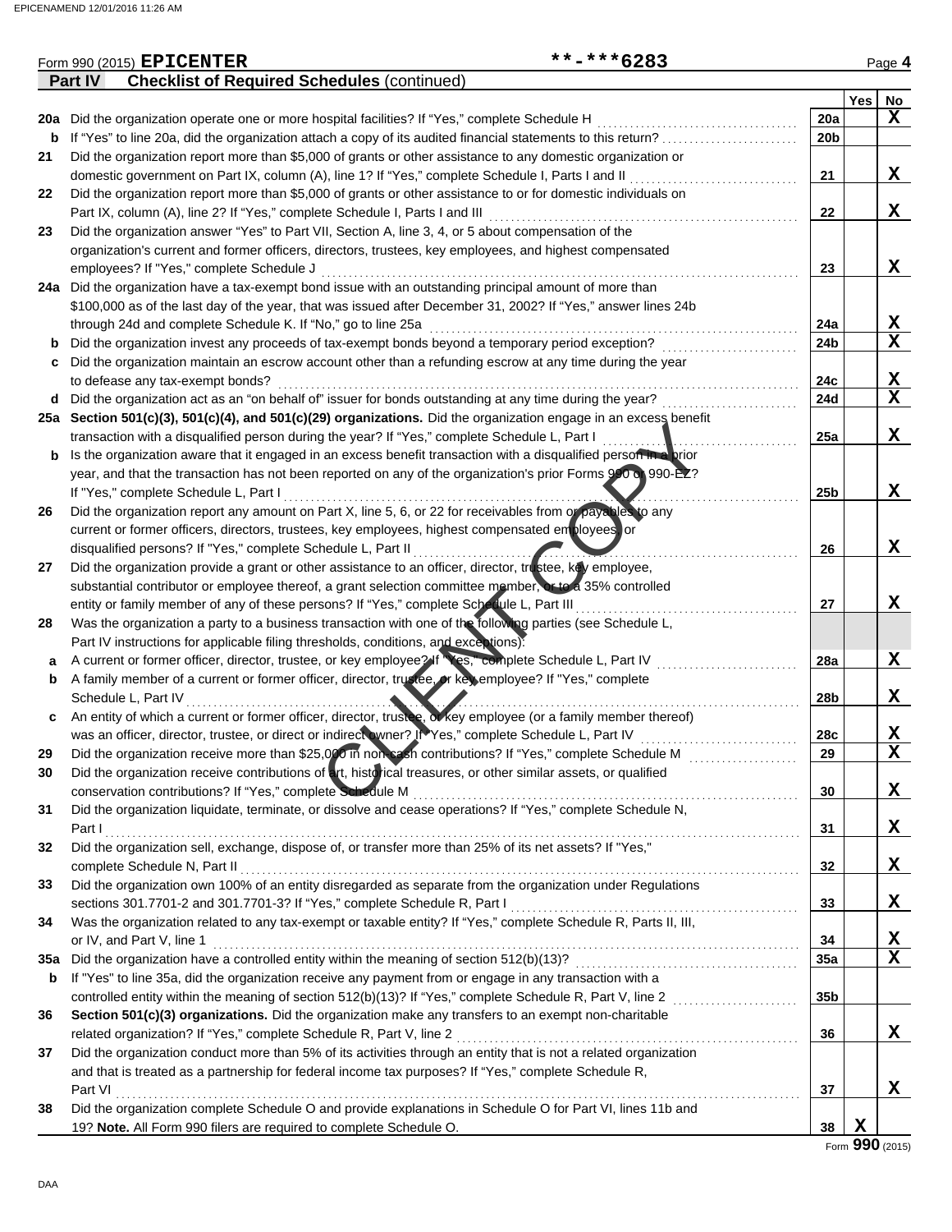Form 990 (2015) **EPICENTER** **-***6283 Page **4**

**Part IV** **Checklist of Required Schedules** (continued)

| | | | Yes | No |
|---|---|---|---|---|
| **20a** | Did the organization operate one or more hospital facilities? If "Yes," complete Schedule H | 20a | | X |
| **b** | If "Yes" to line 20a, did the organization attach a copy of its audited financial statements to this return? | 20b | | |
| **21** | Did the organization report more than $5,000 of grants or other assistance to any domestic organization or domestic government on Part IX, column (A), line 1? If "Yes," complete Schedule I, Parts I and II | 21 | | X |
| **22** | Did the organization report more than $5,000 of grants or other assistance to or for domestic individuals on Part IX, column (A), line 2? If "Yes," complete Schedule I, Parts I and III | 22 | | X |
| **23** | Did the organization answer "Yes" to Part VII, Section A, line 3, 4, or 5 about compensation of the organization's current and former officers, directors, trustees, key employees, and highest compensated employees? If "Yes," complete Schedule J | 23 | | X |
| **24a** | Did the organization have a tax-exempt bond issue with an outstanding principal amount of more than $100,000 as of the last day of the year, that was issued after December 31, 2002? If "Yes," answer lines 24b through 24d and complete Schedule K. If "No," go to line 25a | 24a | | X |
| **b** | Did the organization invest any proceeds of tax-exempt bonds beyond a temporary period exception? | 24b | | X |
| **c** | Did the organization maintain an escrow account other than a refunding escrow at any time during the year to defease any tax-exempt bonds? | 24c | | X |
| **d** | Did the organization act as an "on behalf of" issuer for bonds outstanding at any time during the year? | 24d | | X |
| **25a** | **Section 501(c)(3), 501(c)(4), and 501(c)(29) organizations.** Did the organization engage in an excess benefit transaction with a disqualified person during the year? If "Yes," complete Schedule L, Part I | 25a | | X |
| **b** | Is the organization aware that it engaged in an excess benefit transaction with a disqualified person in a prior year, and that the transaction has not been reported on any of the organization's prior Forms 990 or 990-EZ? If "Yes," complete Schedule L, Part I | 25b | | X |
| **26** | Did the organization report any amount on Part X, line 5, 6, or 22 for receivables from or payables to any current or former officers, directors, trustees, key employees, highest compensated employees, or disqualified persons? If "Yes," complete Schedule L, Part II | 26 | | X |
| **27** | Did the organization provide a grant or other assistance to an officer, director, trustee, key employee, substantial contributor or employee thereof, a grant selection committee member, or to a 35% controlled entity or family member of any of these persons? If "Yes," complete Schedule L, Part III | 27 | | X |
| **28** | Was the organization a party to a business transaction with one of the following parties (see Schedule L, Part IV instructions for applicable filing thresholds, conditions, and exceptions): | | | |
| **a** | A current or former officer, director, trustee, or key employee? If "Yes," complete Schedule L, Part IV | 28a | | X |
| **b** | A family member of a current or former officer, director, trustee, or key employee? If "Yes," complete Schedule L, Part IV | 28b | | X |
| **c** | An entity of which a current or former officer, director, trustee, or key employee (or a family member thereof) was an officer, director, trustee, or direct or indirect owner? If "Yes," complete Schedule L, Part IV | 28c | | X |
| **29** | Did the organization receive more than $25,000 in non-cash contributions? If "Yes," complete Schedule M | 29 | | X |
| **30** | Did the organization receive contributions of art, historical treasures, or other similar assets, or qualified conservation contributions? If "Yes," complete Schedule M | 30 | | X |
| **31** | Did the organization liquidate, terminate, or dissolve and cease operations? If "Yes," complete Schedule N, Part I | 31 | | X |
| **32** | Did the organization sell, exchange, dispose of, or transfer more than 25% of its net assets? If "Yes," complete Schedule N, Part II | 32 | | X |
| **33** | Did the organization own 100% of an entity disregarded as separate from the organization under Regulations sections 301.7701-2 and 301.7701-3? If "Yes," complete Schedule R, Part I | 33 | | X |
| **34** | Was the organization related to any tax-exempt or taxable entity? If "Yes," complete Schedule R, Parts II, III, or IV, and Part V, line 1 | 34 | | X |
| **35a** | Did the organization have a controlled entity within the meaning of section 512(b)(13)? | 35a | | X |
| **b** | If "Yes" to line 35a, did the organization receive any payment from or engage in any transaction with a controlled entity within the meaning of section 512(b)(13)? If "Yes," complete Schedule R, Part V, line 2 | 35b | | |
| **36** | **Section 501(c)(3) organizations.** Did the organization make any transfers to an exempt non-charitable related organization? If "Yes," complete Schedule R, Part V, line 2 | 36 | | X |
| **37** | Did the organization conduct more than 5% of its activities through an entity that is not a related organization and that is treated as a partnership for federal income tax purposes? If "Yes," complete Schedule R, Part VI | 37 | | X |
| **38** | Did the organization complete Schedule O and provide explanations in Schedule O for Part VI, lines 11b and 19? **Note.** All Form 990 filers are required to complete Schedule O. | 38 | X | |

Form **990** (2015)

CLIENT COPY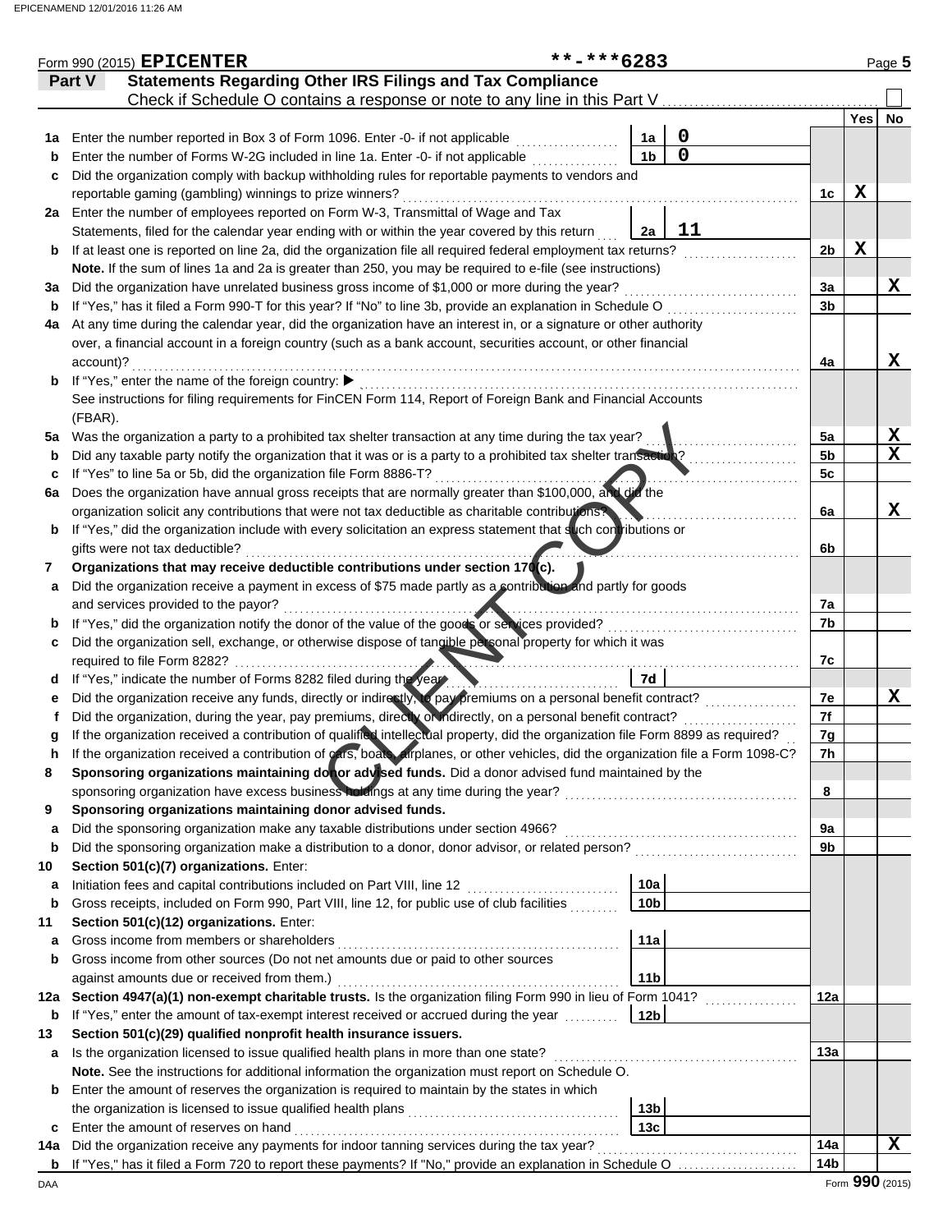Form 990 (2015) EPICENTER **-***6283

## Part V Statements Regarding Other IRS Filings and Tax Compliance

Check if Schedule O contains a response or note to any line in this Part V

| | | | | Line | Yes | No |
|---|---|---|---|---|---|---|
| 1a | Enter the number reported in Box 3 of Form 1096. Enter -0- if not applicable | 1a | 0 | | | |
| b | Enter the number of Forms W-2G included in line 1a. Enter -0- if not applicable | 1b | 0 | | | |
| c | Did the organization comply with backup withholding rules for reportable payments to vendors and reportable gaming (gambling) winnings to prize winners? | | | 1c | X | |
| 2a | Enter the number of employees reported on Form W-3, Transmittal of Wage and Tax Statements, filed for the calendar year ending with or within the year covered by this return | 2a | 11 | | | |
| b | If at least one is reported on line 2a, did the organization file all required federal employment tax returns? | | | 2b | X | |
| | **Note.** If the sum of lines 1a and 2a is greater than 250, you may be required to e-file (see instructions) | | | | | |
| 3a | Did the organization have unrelated business gross income of $1,000 or more during the year? | | | 3a | | X |
| b | If "Yes," has it filed a Form 990-T for this year? If "No" to line 3b, provide an explanation in Schedule O | | | 3b | | |
| 4a | At any time during the calendar year, did the organization have an interest in, or a signature or other authority over, a financial account in a foreign country (such as a bank account, securities account, or other financial account)? | | | 4a | | X |
| b | If "Yes," enter the name of the foreign country: ▶ See instructions for filing requirements for FinCEN Form 114, Report of Foreign Bank and Financial Accounts (FBAR). | | | | | |
| 5a | Was the organization a party to a prohibited tax shelter transaction at any time during the tax year? | | | 5a | | X |
| b | Did any taxable party notify the organization that it was or is a party to a prohibited tax shelter transaction? | | | 5b | | X |
| c | If "Yes" to line 5a or 5b, did the organization file Form 8886-T? | | | 5c | | |
| 6a | Does the organization have annual gross receipts that are normally greater than $100,000, and did the organization solicit any contributions that were not tax deductible as charitable contributions? | | | 6a | | X |
| b | If "Yes," did the organization include with every solicitation an express statement that such contributions or gifts were not tax deductible? | | | 6b | | |
| 7 | **Organizations that may receive deductible contributions under section 170(c).** | | | | | |
| a | Did the organization receive a payment in excess of $75 made partly as a contribution and partly for goods and services provided to the payor? | | | 7a | | |
| b | If "Yes," did the organization notify the donor of the value of the goods or services provided? | | | 7b | | |
| c | Did the organization sell, exchange, or otherwise dispose of tangible personal property for which it was required to file Form 8282? | | | 7c | | |
| d | If "Yes," indicate the number of Forms 8282 filed during the year | 7d | | | | |
| e | Did the organization receive any funds, directly or indirectly, to pay premiums on a personal benefit contract? | | | 7e | | X |
| f | Did the organization, during the year, pay premiums, directly or indirectly, on a personal benefit contract? | | | 7f | | |
| g | If the organization received a contribution of qualified intellectual property, did the organization file Form 8899 as required? | | | 7g | | |
| h | If the organization received a contribution of cars, boats, airplanes, or other vehicles, did the organization file a Form 1098-C? | | | 7h | | |
| 8 | **Sponsoring organizations maintaining donor advised funds.** Did a donor advised fund maintained by the sponsoring organization have excess business holdings at any time during the year? | | | 8 | | |
| 9 | **Sponsoring organizations maintaining donor advised funds.** | | | | | |
| a | Did the sponsoring organization make any taxable distributions under section 4966? | | | 9a | | |
| b | Did the sponsoring organization make a distribution to a donor, donor advisor, or related person? | | | 9b | | |
| 10 | **Section 501(c)(7) organizations.** Enter: | | | | | |
| a | Initiation fees and capital contributions included on Part VIII, line 12 | 10a | | | | |
| b | Gross receipts, included on Form 990, Part VIII, line 12, for public use of club facilities | 10b | | | | |
| 11 | **Section 501(c)(12) organizations.** Enter: | | | | | |
| a | Gross income from members or shareholders | 11a | | | | |
| b | Gross income from other sources (Do not net amounts due or paid to other sources against amounts due or received from them.) | 11b | | | | |
| 12a | **Section 4947(a)(1) non-exempt charitable trusts.** Is the organization filing Form 990 in lieu of Form 1041? | | | 12a | | |
| b | If "Yes," enter the amount of tax-exempt interest received or accrued during the year | 12b | | | | |
| 13 | **Section 501(c)(29) qualified nonprofit health insurance issuers.** | | | | | |
| a | Is the organization licensed to issue qualified health plans in more than one state? | | | 13a | | |
| | **Note.** See the instructions for additional information the organization must report on Schedule O. | | | | | |
| b | Enter the amount of reserves the organization is required to maintain by the states in which the organization is licensed to issue qualified health plans | 13b | | | | |
| c | Enter the amount of reserves on hand | 13c | | | | |
| 14a | Did the organization receive any payments for indoor tanning services during the tax year? | | | 14a | | X |
| b | If "Yes," has it filed a Form 720 to report these payments? If "No," provide an explanation in Schedule O | | | 14b | | |

Form 990 (2015)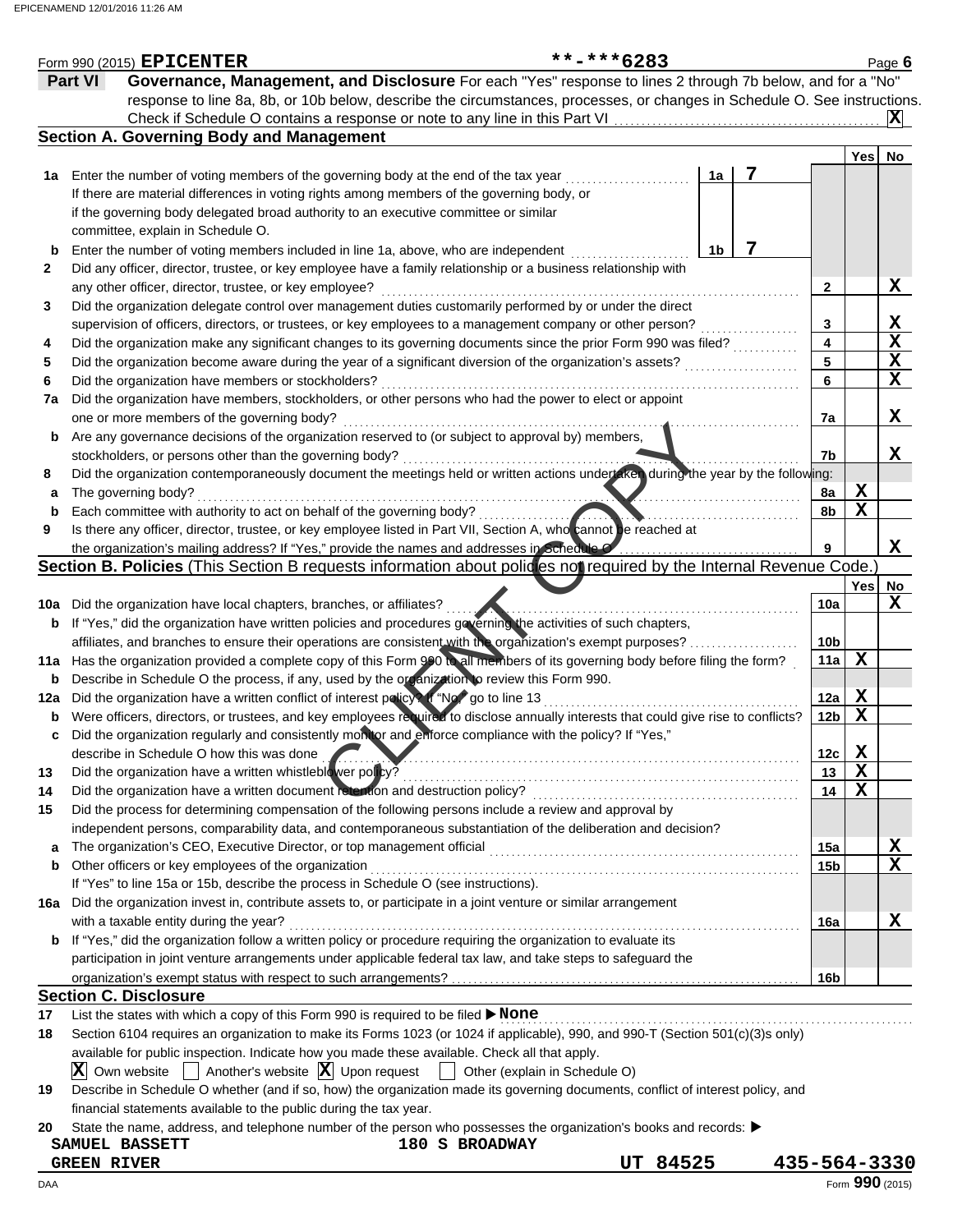Form 990 (2015) **EPICENTER** **-***6283 Page **6**

## Part VI Governance, Management, and Disclosure

For each "Yes" response to lines 2 through 7b below, and for a "No" response to line 8a, 8b, or 10b below, describe the circumstances, processes, or changes in Schedule O. See instructions.

Check if Schedule O contains a response or note to any line in this Part VI .......... **X**

### Section A. Governing Body and Management

| | | | | Yes | No |
|---|---|---|---|---|---|
| 1a | Enter the number of voting members of the governing body at the end of the tax year | 1a | 7 | | |
| | If there are material differences in voting rights among members of the governing body, or if the governing body delegated broad authority to an executive committee or similar committee, explain in Schedule O. | | | | |
| b | Enter the number of voting members included in line 1a, above, who are independent | 1b | 7 | | |
| 2 | Did any officer, director, trustee, or key employee have a family relationship or a business relationship with any other officer, director, trustee, or key employee? | 2 | | | X |
| 3 | Did the organization delegate control over management duties customarily performed by or under the direct supervision of officers, directors, or trustees, or key employees to a management company or other person? | 3 | | | X |
| 4 | Did the organization make any significant changes to its governing documents since the prior Form 990 was filed? | 4 | | | X |
| 5 | Did the organization become aware during the year of a significant diversion of the organization's assets? | 5 | | | X |
| 6 | Did the organization have members or stockholders? | 6 | | | X |
| 7a | Did the organization have members, stockholders, or other persons who had the power to elect or appoint one or more members of the governing body? | 7a | | | X |
| b | Are any governance decisions of the organization reserved to (or subject to approval by) members, stockholders, or persons other than the governing body? | 7b | | | X |
| 8 | Did the organization contemporaneously document the meetings held or written actions undertaken during the year by the following: | | | | |
| a | The governing body? | 8a | | X | |
| b | Each committee with authority to act on behalf of the governing body? | 8b | | X | |
| 9 | Is there any officer, director, trustee, or key employee listed in Part VII, Section A, who cannot be reached at the organization's mailing address? If "Yes," provide the names and addresses in Schedule O | 9 | | | X |

### Section B. Policies (This Section B requests information about policies not required by the Internal Revenue Code.)

| | | | Yes | No |
|---|---|---|---|---|
| 10a | Did the organization have local chapters, branches, or affiliates? | 10a | | X |
| b | If "Yes," did the organization have written policies and procedures governing the activities of such chapters, affiliates, and branches to ensure their operations are consistent with the organization's exempt purposes? | 10b | | |
| 11a | Has the organization provided a complete copy of this Form 990 to all members of its governing body before filing the form? | 11a | X | |
| b | Describe in Schedule O the process, if any, used by the organization to review this Form 990. | | | |
| 12a | Did the organization have a written conflict of interest policy? If "No," go to line 13 | 12a | X | |
| b | Were officers, directors, or trustees, and key employees required to disclose annually interests that could give rise to conflicts? | 12b | X | |
| c | Did the organization regularly and consistently monitor and enforce compliance with the policy? If "Yes," describe in Schedule O how this was done | 12c | X | |
| 13 | Did the organization have a written whistleblower policy? | 13 | X | |
| 14 | Did the organization have a written document retention and destruction policy? | 14 | X | |
| 15 | Did the process for determining compensation of the following persons include a review and approval by independent persons, comparability data, and contemporaneous substantiation of the deliberation and decision? | | | |
| a | The organization's CEO, Executive Director, or top management official | 15a | | X |
| b | Other officers or key employees of the organization | 15b | | X |
| | If "Yes" to line 15a or 15b, describe the process in Schedule O (see instructions). | | | |
| 16a | Did the organization invest in, contribute assets to, or participate in a joint venture or similar arrangement with a taxable entity during the year? | 16a | | X |
| b | If "Yes," did the organization follow a written policy or procedure requiring the organization to evaluate its participation in joint venture arrangements under applicable federal tax law, and take steps to safeguard the organization's exempt status with respect to such arrangements? | 16b | | |

### Section C. Disclosure

17 List the states with which a copy of this Form 990 is required to be filed ▶ **None**

18 Section 6104 requires an organization to make its Forms 1023 (or 1024 if applicable), 990, and 990-T (Section 501(c)(3)s only) available for public inspection. Indicate how you made these available. Check all that apply.

[X] Own website [ ] Another's website [X] Upon request [ ] Other (explain in Schedule O)

19 Describe in Schedule O whether (and if so, how) the organization made its governing documents, conflict of interest policy, and financial statements available to the public during the tax year.

20 State the name, address, and telephone number of the person who possesses the organization's books and records: ▶

SAMUEL BASSETT 180 S BROADWAY
GREEN RIVER UT 84525 435-564-3330

Form **990** (2015)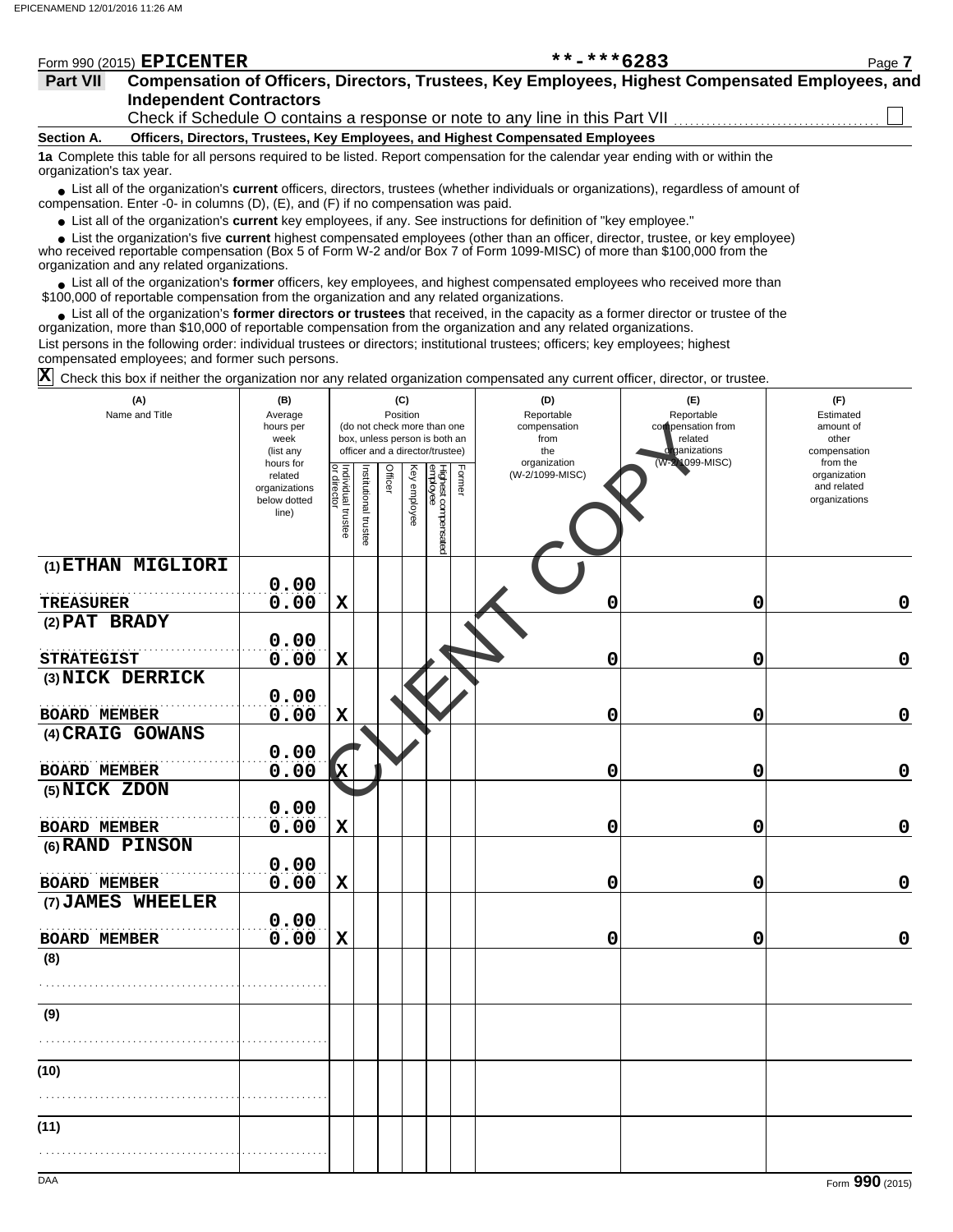Form 990 (2015) **EPICENTER** **-***6283

**Part VII** **Compensation of Officers, Directors, Trustees, Key Employees, Highest Compensated Employees, and Independent Contractors**

Check if Schedule O contains a response or note to any line in this Part VII ☐

**Section A. Officers, Directors, Trustees, Key Employees, and Highest Compensated Employees**

**1a** Complete this table for all persons required to be listed. Report compensation for the calendar year ending with or within the organization's tax year.

- List all of the organization's **current** officers, directors, trustees (whether individuals or organizations), regardless of amount of compensation. Enter -0- in columns (D), (E), and (F) if no compensation was paid.
- List all of the organization's **current** key employees, if any. See instructions for definition of "key employee."
- List the organization's five **current** highest compensated employees (other than an officer, director, trustee, or key employee) who received reportable compensation (Box 5 of Form W-2 and/or Box 7 of Form 1099-MISC) of more than $100,000 from the organization and any related organizations.
- List all of the organization's **former** officers, key employees, and highest compensated employees who received more than $100,000 of reportable compensation from the organization and any related organizations.
- List all of the organization's **former directors or trustees** that received, in the capacity as a former director or trustee of the organization, more than $10,000 of reportable compensation from the organization and any related organizations.

List persons in the following order: individual trustees or directors; institutional trustees; officers; key employees; highest compensated employees; and former such persons.

☒ Check this box if neither the organization nor any related organization compensated any current officer, director, or trustee.

| (A) Name and Title | (B) Average hours per week (list any hours for related organizations below dotted line) | (C) Position (do not check more than one box, unless person is both an officer and a director/trustee): Individual trustee or director | Institutional trustee | Officer | Key employee | Highest compensated employee | Former | (D) Reportable compensation from the organization (W-2/1099-MISC) | (E) Reportable compensation from related organizations (W-2/1099-MISC) | (F) Estimated amount of other compensation from the organization and related organizations |
|---|---|---|---|---|---|---|---|---|---|---|
| (1) ETHAN MIGLIORI<br>TREASURER | 0.00<br>0.00 | X | | | | | | 0 | 0 | 0 |
| (2) PAT BRADY<br>STRATEGIST | 0.00<br>0.00 | X | | | | | | 0 | 0 | 0 |
| (3) NICK DERRICK<br>BOARD MEMBER | 0.00<br>0.00 | X | | | | | | 0 | 0 | 0 |
| (4) CRAIG GOWANS<br>BOARD MEMBER | 0.00<br>0.00 | X | | | | | | 0 | 0 | 0 |
| (5) NICK ZDON<br>BOARD MEMBER | 0.00<br>0.00 | X | | | | | | 0 | 0 | 0 |
| (6) RAND PINSON<br>BOARD MEMBER | 0.00<br>0.00 | X | | | | | | 0 | 0 | 0 |
| (7) JAMES WHEELER<br>BOARD MEMBER | 0.00<br>0.00 | X | | | | | | 0 | 0 | 0 |
| (8) | | | | | | | | | | |
| (9) | | | | | | | | | | |
| (10) | | | | | | | | | | |
| (11) | | | | | | | | | | |

CLIENT COPY

DAA Form **990** (2015)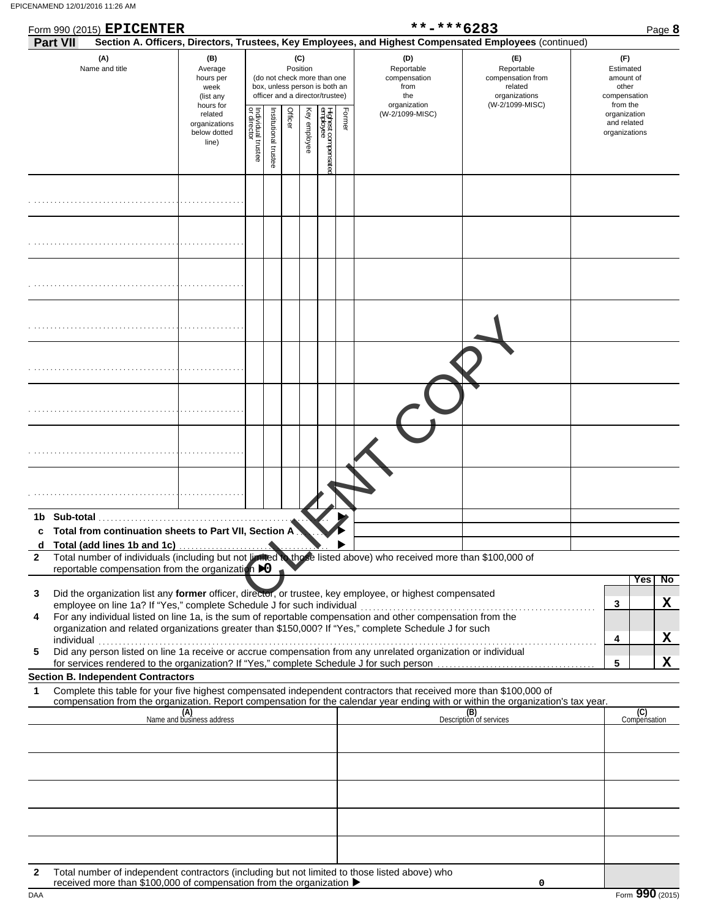Form 990 (2015) **EPICENTER** **-***6283 Page **8**

**Part VII** **Section A. Officers, Directors, Trustees, Key Employees, and Highest Compensated Employees** (continued)

| (A) Name and title | (B) Average hours per week (list any hours for related organizations below dotted line) | (C) Position (do not check more than one box, unless person is both an officer and a director/trustee): Individual trustee or director | Institutional trustee | Officer | Key employee | Highest compensated employee | Former | (D) Reportable compensation from the organization (W-2/1099-MISC) | (E) Reportable compensation from related organizations (W-2/1099-MISC) | (F) Estimated amount of other compensation from the organization and related organizations |
|---|---|---|---|---|---|---|---|---|---|---|
| | | | | | | | | | | |
| | | | | | | | | | | |
| | | | | | | | | | | |
| | | | | | | | | | | |
| | | | | | | | | | | |
| | | | | | | | | | | |
| | | | | | | | | | | |
| | | | | | | | | | | |

**1b Sub-total** ▶

**c Total from continuation sheets to Part VII, Section A** ▶

**d Total (add lines 1b and 1c)** ▶

**2** Total number of individuals (including but not limited to those listed above) who received more than $100,000 of reportable compensation from the organization ▶ 0

| | | | Yes | No |
|---|---|---|---|---|
| 3 | Did the organization list any **former** officer, director, or trustee, key employee, or highest compensated employee on line 1a? If "Yes," complete Schedule J for such individual | 3 | | X |
| 4 | For any individual listed on line 1a, is the sum of reportable compensation and other compensation from the organization and related organizations greater than $150,000? If "Yes," complete Schedule J for such individual | 4 | | X |
| 5 | Did any person listed on line 1a receive or accrue compensation from any unrelated organization or individual for services rendered to the organization? If "Yes," complete Schedule J for such person | 5 | | X |

**Section B. Independent Contractors**

**1** Complete this table for your five highest compensated independent contractors that received more than $100,000 of compensation from the organization. Report compensation for the calendar year ending with or within the organization's tax year.

| (A) Name and business address | (B) Description of services | (C) Compensation |
|---|---|---|
| | | |
| | | |
| | | |
| | | |
| | | |

**2** Total number of independent contractors (including but not limited to those listed above) who received more than $100,000 of compensation from the organization ▶ 0

Form **990** (2015)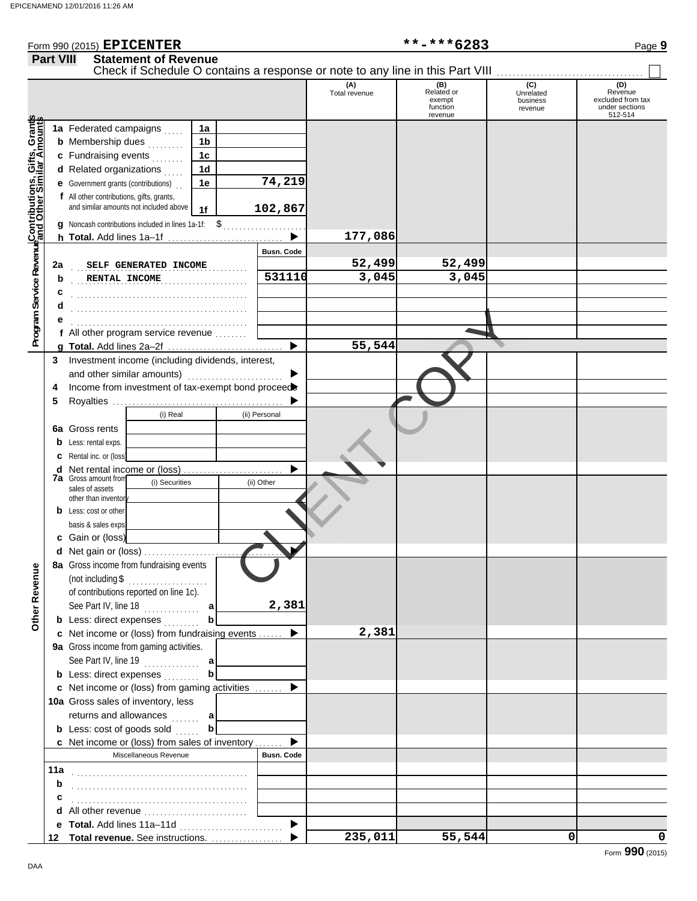Form 990 (2015) **EPICENTER** **-***6283

## Part VIII Statement of Revenue

Check if Schedule O contains a response or note to any line in this Part VIII ☐

| | | | (A) Total revenue | (B) Related or exempt function revenue | (C) Unrelated business revenue | (D) Revenue excluded from tax under sections 512-514 |
|---|---|---|---|---|---|---|
| **Contributions, Gifts, Grants and Other Similar Amounts** | 1a Federated campaigns | 1a | | | | |
| | b Membership dues | 1b | | | | |
| | c Fundraising events | 1c | | | | |
| | d Related organizations | 1d | | | | |
| | e Government grants (contributions) | 1e 74,219 | | | | |
| | f All other contributions, gifts, grants, and similar amounts not included above | 1f 102,867 | | | | |
| | g Noncash contributions included in lines 1a-1f: $ | | | | | |
| | h **Total.** Add lines 1a–1f ▶ | | 177,086 | | | |
| **Program Service Revenue** | | Busn. Code | | | | |
| | 2a SELF GENERATED INCOME | | 52,499 | 52,499 | | |
| | b RENTAL INCOME | 531110 | 3,045 | 3,045 | | |
| | c | | | | | |
| | d | | | | | |
| | e | | | | | |
| | f All other program service revenue | | | | | |
| | g **Total.** Add lines 2a–2f ▶ | | 55,544 | | | |
| **Other Revenue** | 3 Investment income (including dividends, interest, and other similar amounts) ▶ | | | | | |
| | 4 Income from investment of tax-exempt bond proceeds ▶ | | | | | |
| | 5 Royalties ▶ | | | | | |
| | 6a Gross rents | (i) Real / (ii) Personal | | | | |
| | b Less: rental exps. | | | | | |
| | c Rental inc. or (loss) | | | | | |
| | d Net rental income or (loss) ▶ | | | | | |
| | 7a Gross amount from sales of assets other than inventory | (i) Securities / (ii) Other | | | | |
| | b Less: cost or other basis & sales exps. | | | | | |
| | c Gain or (loss) | | | | | |
| | d Net gain or (loss) ▶ | | | | | |
| | 8a Gross income from fundraising events (not including $ of contributions reported on line 1c). See Part IV, line 18 | a 2,381 | | | | |
| | b Less: direct expenses | b | | | | |
| | c Net income or (loss) from fundraising events ▶ | | 2,381 | | | |
| | 9a Gross income from gaming activities. See Part IV, line 19 | a | | | | |
| | b Less: direct expenses | b | | | | |
| | c Net income or (loss) from gaming activities ▶ | | | | | |
| | 10a Gross sales of inventory, less returns and allowances | a | | | | |
| | b Less: cost of goods sold | b | | | | |
| | c Net income or (loss) from sales of inventory ▶ | | | | | |
| | Miscellaneous Revenue | Busn. Code | | | | |
| | 11a | | | | | |
| | b | | | | | |
| | c | | | | | |
| | d All other revenue | | | | | |
| | e **Total.** Add lines 11a–11d ▶ | | | | | |
| | 12 **Total revenue.** See instructions. ▶ | | 235,011 | 55,544 | 0 | 0 |

Form **990** (2015)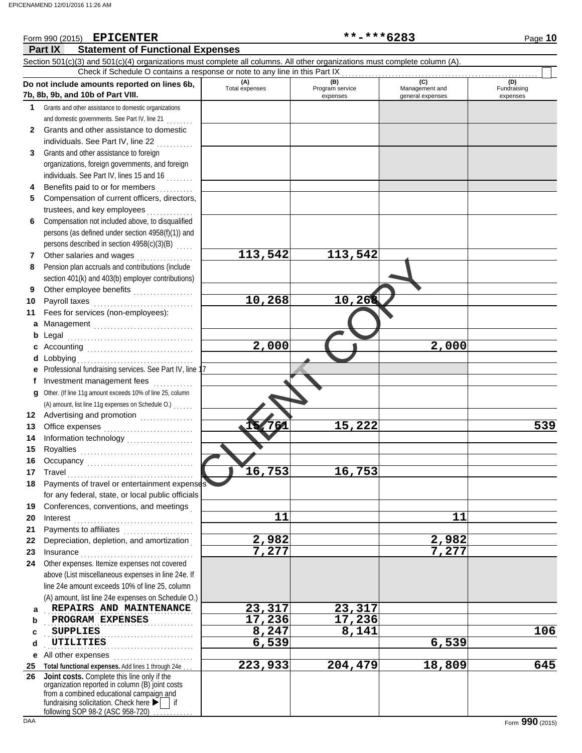EPICENAMEND 12/01/2016 11:26 AM

Form 990 (2015) **EPICENTER** **-***6283

## Part IX Statement of Functional Expenses

Section 501(c)(3) and 501(c)(4) organizations must complete all columns. All other organizations must complete column (A).

Check if Schedule O contains a response or note to any line in this Part IX

| Do not include amounts reported on lines 6b, 7b, 8b, 9b, and 10b of Part VIII. | (A) Total expenses | (B) Program service expenses | (C) Management and general expenses | (D) Fundraising expenses |
|---|---|---|---|---|
| 1 Grants and other assistance to domestic organizations and domestic governments. See Part IV, line 21 | | | | |
| 2 Grants and other assistance to domestic individuals. See Part IV, line 22 | | | | |
| 3 Grants and other assistance to foreign organizations, foreign governments, and foreign individuals. See Part IV, lines 15 and 16 | | | | |
| 4 Benefits paid to or for members | | | | |
| 5 Compensation of current officers, directors, trustees, and key employees | | | | |
| 6 Compensation not included above, to disqualified persons (as defined under section 4958(f)(1)) and persons described in section 4958(c)(3)(B) | | | | |
| 7 Other salaries and wages | 113,542 | 113,542 | | |
| 8 Pension plan accruals and contributions (include section 401(k) and 403(b) employer contributions) | | | | |
| 9 Other employee benefits | | | | |
| 10 Payroll taxes | 10,268 | 10,268 | | |
| 11 Fees for services (non-employees): | | | | |
| a Management | | | | |
| b Legal | | | | |
| c Accounting | 2,000 | | 2,000 | |
| d Lobbying | | | | |
| e Professional fundraising services. See Part IV, line 17 | | | | |
| f Investment management fees | | | | |
| g Other. (If line 11g amount exceeds 10% of line 25, column (A) amount, list line 11g expenses on Schedule O.) | | | | |
| 12 Advertising and promotion | | | | |
| 13 Office expenses | 15,761 | 15,222 | | 539 |
| 14 Information technology | | | | |
| 15 Royalties | | | | |
| 16 Occupancy | | | | |
| 17 Travel | 16,753 | 16,753 | | |
| 18 Payments of travel or entertainment expenses for any federal, state, or local public officials | | | | |
| 19 Conferences, conventions, and meetings | | | | |
| 20 Interest | 11 | | 11 | |
| 21 Payments to affiliates | | | | |
| 22 Depreciation, depletion, and amortization | 2,982 | | 2,982 | |
| 23 Insurance | 7,277 | | 7,277 | |
| 24 Other expenses. Itemize expenses not covered above (List miscellaneous expenses in line 24e. If line 24e amount exceeds 10% of line 25, column (A) amount, list line 24e expenses on Schedule O.) | | | | |
| a REPAIRS AND MAINTENANCE | 23,317 | 23,317 | | |
| b PROGRAM EXPENSES | 17,236 | 17,236 | | |
| c SUPPLIES | 8,247 | 8,141 | | 106 |
| d UTILITIES | 6,539 | | 6,539 | |
| e All other expenses | | | | |
| 25 Total functional expenses. Add lines 1 through 24e | 223,933 | 204,479 | 18,809 | 645 |
| 26 Joint costs. Complete this line only if the organization reported in column (B) joint costs from a combined educational campaign and fundraising solicitation. Check here ▶ ☐ if following SOP 98-2 (ASC 958-720) | | | | |

CLIENT COPY

DAA Form **990** (2015)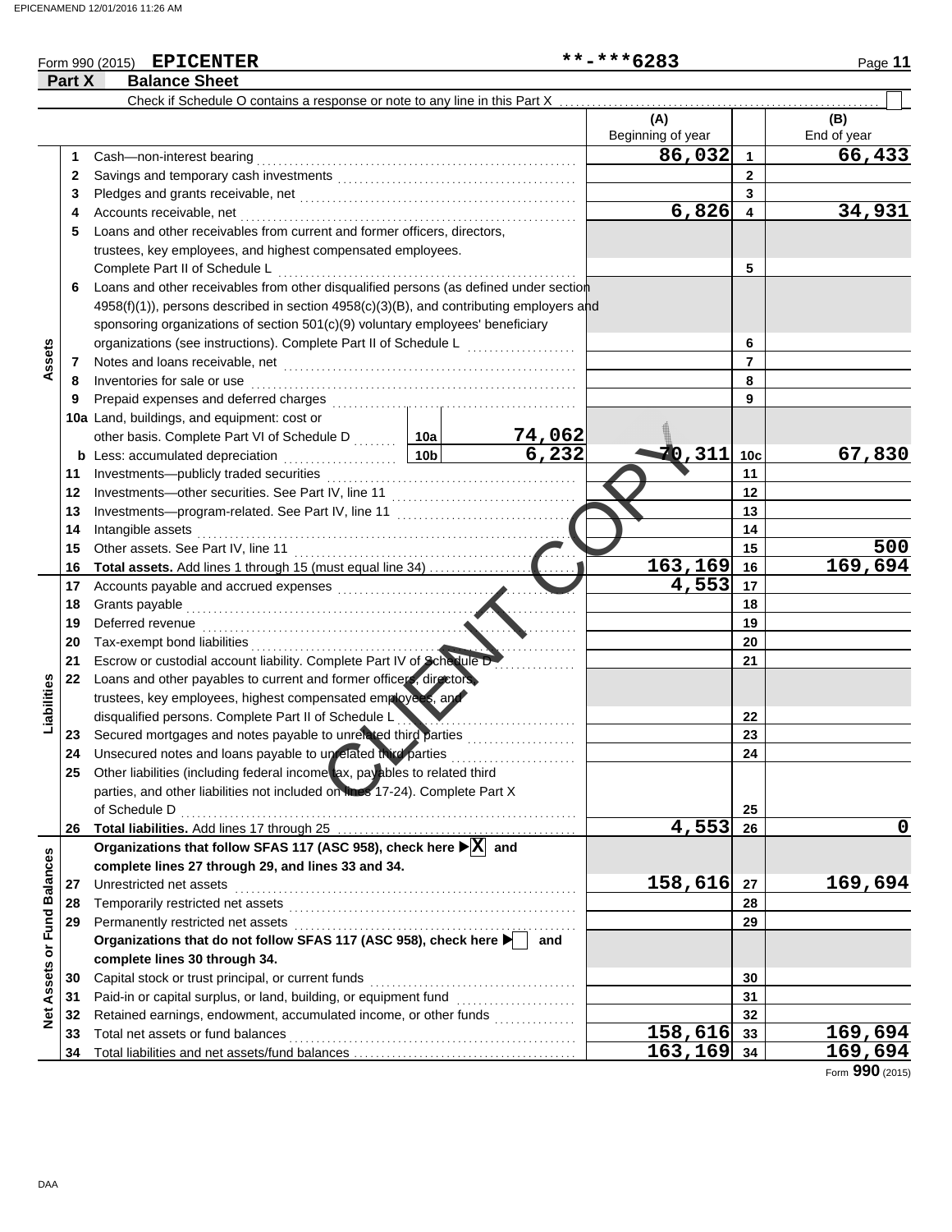Form 990 (2015) **EPICENTER** **-***6283

## Part X Balance Sheet

Check if Schedule O contains a response or note to any line in this Part X ☐

| Section | Line | Description | | | (A) Beginning of year | | (B) End of year |
|---|---|---|---|---|---|---|---|
| Assets | 1 | Cash—non-interest bearing | | | 86,032 | 1 | 66,433 |
| | 2 | Savings and temporary cash investments | | | | 2 | |
| | 3 | Pledges and grants receivable, net | | | | 3 | |
| | 4 | Accounts receivable, net | | | 6,826 | 4 | 34,931 |
| | 5 | Loans and other receivables from current and former officers, directors, trustees, key employees, and highest compensated employees. Complete Part II of Schedule L | | | | 5 | |
| | 6 | Loans and other receivables from other disqualified persons (as defined under section 4958(f)(1)), persons described in section 4958(c)(3)(B), and contributing employers and sponsoring organizations of section 501(c)(9) voluntary employees' beneficiary organizations (see instructions). Complete Part II of Schedule L | | | | 6 | |
| | 7 | Notes and loans receivable, net | | | | 7 | |
| | 8 | Inventories for sale or use | | | | 8 | |
| | 9 | Prepaid expenses and deferred charges | | | | 9 | |
| | 10a | Land, buildings, and equipment: cost or other basis. Complete Part VI of Schedule D | 10a | 74,062 | | | |
| | b | Less: accumulated depreciation | 10b | 6,232 | 70,311 | 10c | 67,830 |
| | 11 | Investments—publicly traded securities | | | | 11 | |
| | 12 | Investments—other securities. See Part IV, line 11 | | | | 12 | |
| | 13 | Investments—program-related. See Part IV, line 11 | | | | 13 | |
| | 14 | Intangible assets | | | | 14 | |
| | 15 | Other assets. See Part IV, line 11 | | | | 15 | 500 |
| | 16 | **Total assets.** Add lines 1 through 15 (must equal line 34) | | | 163,169 | 16 | 169,694 |
| Liabilities | 17 | Accounts payable and accrued expenses | | | 4,553 | 17 | |
| | 18 | Grants payable | | | | 18 | |
| | 19 | Deferred revenue | | | | 19 | |
| | 20 | Tax-exempt bond liabilities | | | | 20 | |
| | 21 | Escrow or custodial account liability. Complete Part IV of Schedule D | | | | 21 | |
| | 22 | Loans and other payables to current and former officers, directors, trustees, key employees, highest compensated employees, and disqualified persons. Complete Part II of Schedule L | | | | 22 | |
| | 23 | Secured mortgages and notes payable to unrelated third parties | | | | 23 | |
| | 24 | Unsecured notes and loans payable to unrelated third parties | | | | 24 | |
| | 25 | Other liabilities (including federal income tax, payables to related third parties, and other liabilities not included on lines 17-24). Complete Part X of Schedule D | | | | 25 | |
| | 26 | **Total liabilities.** Add lines 17 through 25 | | | 4,553 | 26 | 0 |
| Net Assets or Fund Balances | | **Organizations that follow SFAS 117 (ASC 958), check here ☒ and complete lines 27 through 29, and lines 33 and 34.** | | | | | |
| | 27 | Unrestricted net assets | | | 158,616 | 27 | 169,694 |
| | 28 | Temporarily restricted net assets | | | | 28 | |
| | 29 | Permanently restricted net assets | | | | 29 | |
| | | **Organizations that do not follow SFAS 117 (ASC 958), check here ☐ and complete lines 30 through 34.** | | | | | |
| | 30 | Capital stock or trust principal, or current funds | | | | 30 | |
| | 31 | Paid-in or capital surplus, or land, building, or equipment fund | | | | 31 | |
| | 32 | Retained earnings, endowment, accumulated income, or other funds | | | | 32 | |
| | 33 | Total net assets or fund balances | | | 158,616 | 33 | 169,694 |
| | 34 | Total liabilities and net assets/fund balances | | | 163,169 | 34 | 169,694 |

Form **990** (2015)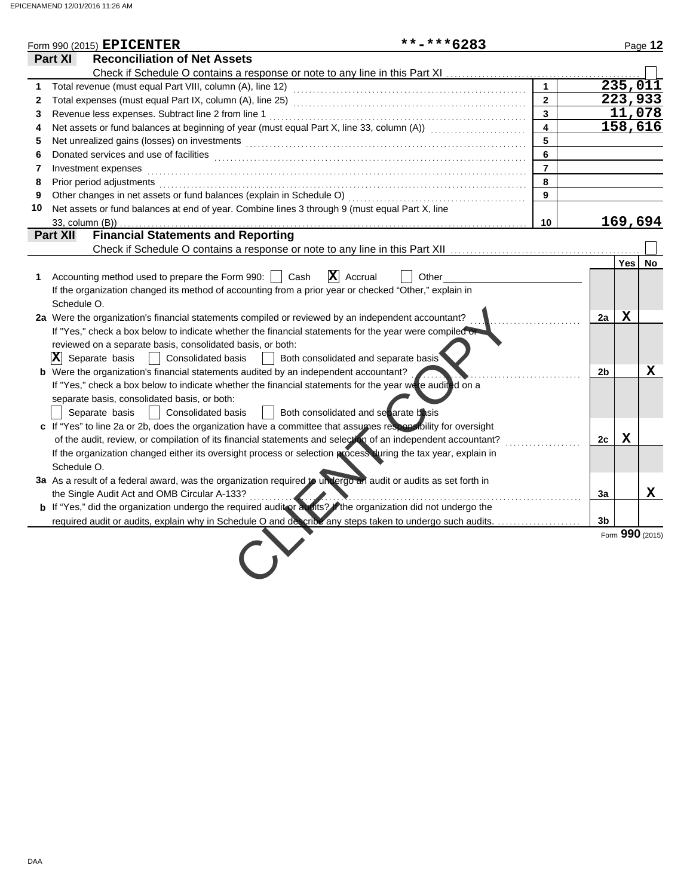Form 990 (2015) **EPICENTER** **-***6283

## Part XI Reconciliation of Net Assets

Check if Schedule O contains a response or note to any line in this Part XI ☐

| | | | |
|---|---|---|---|
| 1 | Total revenue (must equal Part VIII, column (A), line 12) | 1 | 235,011 |
| 2 | Total expenses (must equal Part IX, column (A), line 25) | 2 | 223,933 |
| 3 | Revenue less expenses. Subtract line 2 from line 1 | 3 | 11,078 |
| 4 | Net assets or fund balances at beginning of year (must equal Part X, line 33, column (A)) | 4 | 158,616 |
| 5 | Net unrealized gains (losses) on investments | 5 | |
| 6 | Donated services and use of facilities | 6 | |
| 7 | Investment expenses | 7 | |
| 8 | Prior period adjustments | 8 | |
| 9 | Other changes in net assets or fund balances (explain in Schedule O) | 9 | |
| 10 | Net assets or fund balances at end of year. Combine lines 3 through 9 (must equal Part X, line 33, column (B)) | 10 | 169,694 |

## Part XII Financial Statements and Reporting

Check if Schedule O contains a response or note to any line in this Part XII ☐

| | | | Yes | No |
|---|---|---|---|---|
| 1 | Accounting method used to prepare the Form 990: ☐ Cash ☒ Accrual ☐ Other<br>If the organization changed its method of accounting from a prior year or checked "Other," explain in Schedule O. | | | |
| 2a | Were the organization's financial statements compiled or reviewed by an independent accountant?<br>If "Yes," check a box below to indicate whether the financial statements for the year were compiled or reviewed on a separate basis, consolidated basis, or both:<br>☒ Separate basis ☐ Consolidated basis ☐ Both consolidated and separate basis | 2a | X | |
| b | Were the organization's financial statements audited by an independent accountant?<br>If "Yes," check a box below to indicate whether the financial statements for the year were audited on a separate basis, consolidated basis, or both:<br>☐ Separate basis ☐ Consolidated basis ☐ Both consolidated and separate basis | 2b | | X |
| c | If "Yes" to line 2a or 2b, does the organization have a committee that assumes responsibility for oversight of the audit, review, or compilation of its financial statements and selection of an independent accountant?<br>If the organization changed either its oversight process or selection process during the tax year, explain in Schedule O. | 2c | X | |
| 3a | As a result of a federal award, was the organization required to undergo an audit or audits as set forth in the Single Audit Act and OMB Circular A-133? | 3a | | X |
| b | If "Yes," did the organization undergo the required audit or audits? If the organization did not undergo the required audit or audits, explain why in Schedule O and describe any steps taken to undergo such audits. | 3b | | |

Form **990** (2015)

CLIENT COPY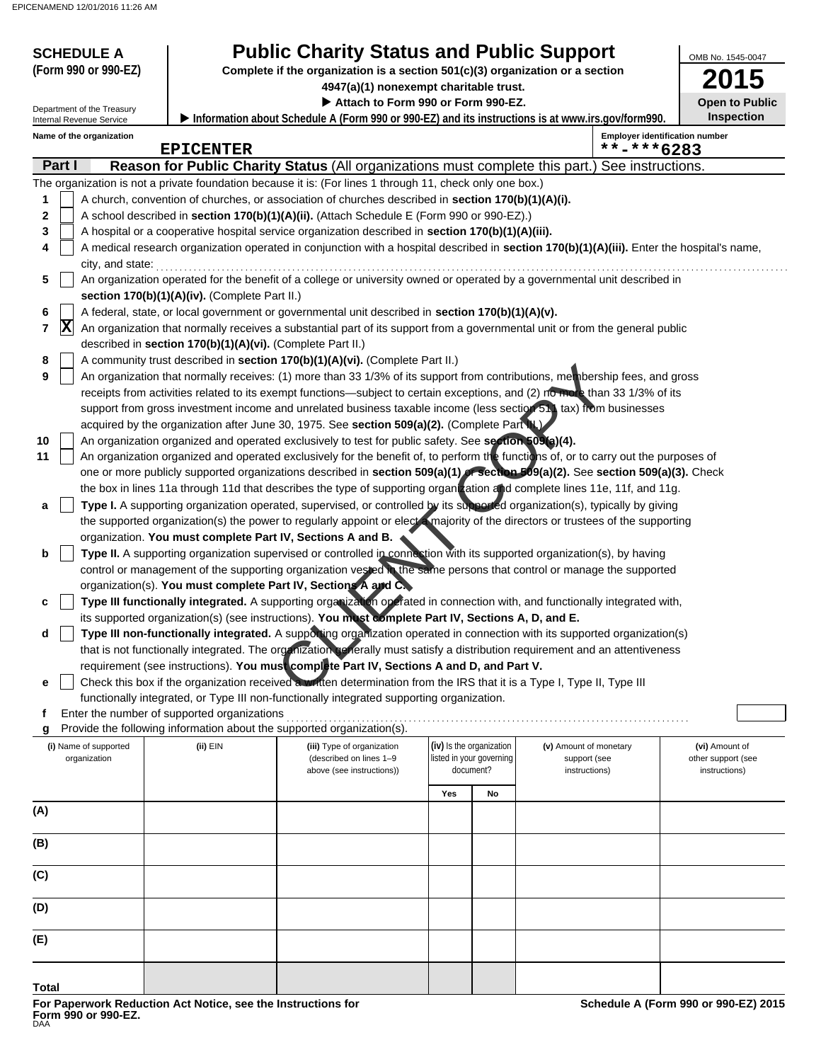**SCHEDULE A (Form 990 or 990-EZ)**

Department of the Treasury
Internal Revenue Service

# Public Charity Status and Public Support

**Complete if the organization is a section 501(c)(3) organization or a section 4947(a)(1) nonexempt charitable trust.**

▶ **Attach to Form 990 or Form 990-EZ.**

▶ **Information about Schedule A (Form 990 or 990-EZ) and its instructions is at www.irs.gov/form990.**

OMB No. 1545-0047

**2015**

**Open to Public Inspection**

Name of the organization: **EPICENTER**

Employer identification number: **\*\*-\*\*\*6283**

## Part I — Reason for Public Charity Status (All organizations must complete this part.) See instructions.

The organization is not a private foundation because it is: (For lines 1 through 11, check only one box.)

1. [ ] A church, convention of churches, or association of churches described in **section 170(b)(1)(A)(i).**
2. [ ] A school described in **section 170(b)(1)(A)(ii).** (Attach Schedule E (Form 990 or 990-EZ).)
3. [ ] A hospital or a cooperative hospital service organization described in **section 170(b)(1)(A)(iii).**
4. [ ] A medical research organization operated in conjunction with a hospital described in **section 170(b)(1)(A)(iii).** Enter the hospital's name, city, and state:
5. [ ] An organization operated for the benefit of a college or university owned or operated by a governmental unit described in **section 170(b)(1)(A)(iv).** (Complete Part II.)
6. [ ] A federal, state, or local government or governmental unit described in **section 170(b)(1)(A)(v).**
7. [X] An organization that normally receives a substantial part of its support from a governmental unit or from the general public described in **section 170(b)(1)(A)(vi).** (Complete Part II.)
8. [ ] A community trust described in **section 170(b)(1)(A)(vi).** (Complete Part II.)
9. [ ] An organization that normally receives: (1) more than 33 1/3% of its support from contributions, membership fees, and gross receipts from activities related to its exempt functions—subject to certain exceptions, and (2) no more than 33 1/3% of its support from gross investment income and unrelated business taxable income (less section 511 tax) from businesses acquired by the organization after June 30, 1975. See **section 509(a)(2).** (Complete Part III.)
10. [ ] An organization organized and operated exclusively to test for public safety. See **section 509(a)(4).**
11. [ ] An organization organized and operated exclusively for the benefit of, to perform the functions of, or to carry out the purposes of one or more publicly supported organizations described in **section 509(a)(1)** or **section 509(a)(2).** See **section 509(a)(3).** Check the box in lines 11a through 11d that describes the type of supporting organization and complete lines 11e, 11f, and 11g.

a [ ] **Type I.** A supporting organization operated, supervised, or controlled by its supported organization(s), typically by giving the supported organization(s) the power to regularly appoint or elect a majority of the directors or trustees of the supporting organization. **You must complete Part IV, Sections A and B.**

b [ ] **Type II.** A supporting organization supervised or controlled in connection with its supported organization(s), by having control or management of the supporting organization vested in the same persons that control or manage the supported organization(s). **You must complete Part IV, Sections A and C.**

c [ ] **Type III functionally integrated.** A supporting organization operated in connection with, and functionally integrated with, its supported organization(s) (see instructions). **You must complete Part IV, Sections A, D, and E.**

d [ ] **Type III non-functionally integrated.** A supporting organization operated in connection with its supported organization(s) that is not functionally integrated. The organization generally must satisfy a distribution requirement and an attentiveness requirement (see instructions). **You must complete Part IV, Sections A and D, and Part V.**

e [ ] Check this box if the organization received a written determination from the IRS that it is a Type I, Type II, Type III functionally integrated, or Type III non-functionally integrated supporting organization.

f Enter the number of supported organizations

g Provide the following information about the supported organization(s).

| (i) Name of supported organization | (ii) EIN | (iii) Type of organization (described on lines 1–9 above (see instructions)) | (iv) Is the organization listed in your governing document? Yes | No | (v) Amount of monetary support (see instructions) | (vi) Amount of other support (see instructions) |
|---|---|---|---|---|---|---|
| (A) | | | | | | |
| (B) | | | | | | |
| (C) | | | | | | |
| (D) | | | | | | |
| (E) | | | | | | |
| Total | | | | | | |

**For Paperwork Reduction Act Notice, see the Instructions for Form 990 or 990-EZ.**

**Schedule A (Form 990 or 990-EZ) 2015**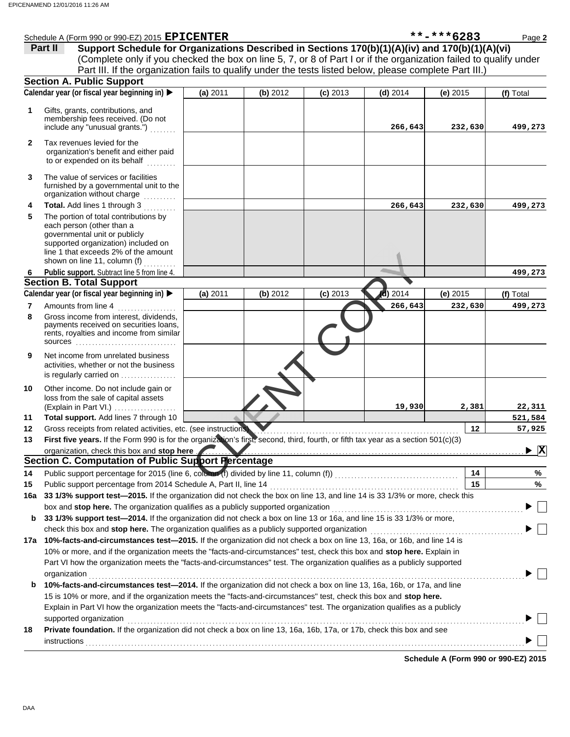Schedule A (Form 990 or 990-EZ) 2015 **EPICENTER** **-***6283 Page **2**

## Part II Support Schedule for Organizations Described in Sections 170(b)(1)(A)(iv) and 170(b)(1)(A)(vi)

(Complete only if you checked the box on line 5, 7, or 8 of Part I or if the organization failed to qualify under Part III. If the organization fails to qualify under the tests listed below, please complete Part III.)

### Section A. Public Support

| Calendar year (or fiscal year beginning in) ▶ | (a) 2011 | (b) 2012 | (c) 2013 | (d) 2014 | (e) 2015 | (f) Total |
|---|---|---|---|---|---|---|
| 1 Gifts, grants, contributions, and membership fees received. (Do not include any "unusual grants.") | | | | 266,643 | 232,630 | 499,273 |
| 2 Tax revenues levied for the organization's benefit and either paid to or expended on its behalf | | | | | | |
| 3 The value of services or facilities furnished by a governmental unit to the organization without charge | | | | | | |
| 4 **Total.** Add lines 1 through 3 | | | | 266,643 | 232,630 | 499,273 |
| 5 The portion of total contributions by each person (other than a governmental unit or publicly supported organization) included on line 1 that exceeds 2% of the amount shown on line 11, column (f) | | | | | | |
| 6 **Public support.** Subtract line 5 from line 4. | | | | | | 499,273 |

### Section B. Total Support

| Calendar year (or fiscal year beginning in) ▶ | (a) 2011 | (b) 2012 | (c) 2013 | (d) 2014 | (e) 2015 | (f) Total |
|---|---|---|---|---|---|---|
| 7 Amounts from line 4 | | | | 266,643 | 232,630 | 499,273 |
| 8 Gross income from interest, dividends, payments received on securities loans, rents, royalties and income from similar sources | | | | | | |
| 9 Net income from unrelated business activities, whether or not the business is regularly carried on | | | | | | |
| 10 Other income. Do not include gain or loss from the sale of capital assets (Explain in Part VI.) | | | | 19,930 | 2,381 | 22,311 |
| 11 **Total support.** Add lines 7 through 10 | | | | | | 521,584 |

12 Gross receipts from related activities, etc. (see instructions) ... **12** 57,925

13 **First five years.** If the Form 990 is for the organization's first, second, third, fourth, or fifth tax year as a section 501(c)(3) organization, check this box and **stop here** ▶ [X]

### Section C. Computation of Public Support Percentage

14 Public support percentage for 2015 (line 6, column (f) divided by line 11, column (f)) ... **14** %

15 Public support percentage from 2014 Schedule A, Part II, line 14 ... **15** %

16a **33 1/3% support test—2015.** If the organization did not check the box on line 13, and line 14 is 33 1/3% or more, check this box and **stop here.** The organization qualifies as a publicly supported organization ▶ [ ]

b **33 1/3% support test—2014.** If the organization did not check a box on line 13 or 16a, and line 15 is 33 1/3% or more, check this box and **stop here.** The organization qualifies as a publicly supported organization ▶ [ ]

17a **10%-facts-and-circumstances test—2015.** If the organization did not check a box on line 13, 16a, or 16b, and line 14 is 10% or more, and if the organization meets the "facts-and-circumstances" test, check this box and **stop here.** Explain in Part VI how the organization meets the "facts-and-circumstances" test. The organization qualifies as a publicly supported organization ▶ [ ]

b **10%-facts-and-circumstances test—2014.** If the organization did not check a box on line 13, 16a, 16b, or 17a, and line 15 is 10% or more, and if the organization meets the "facts-and-circumstances" test, check this box and **stop here.** Explain in Part VI how the organization meets the "facts-and-circumstances" test. The organization qualifies as a publicly supported organization ▶ [ ]

18 **Private foundation.** If the organization did not check a box on line 13, 16a, 16b, 17a, or 17b, check this box and see instructions ▶ [ ]

**Schedule A (Form 990 or 990-EZ) 2015**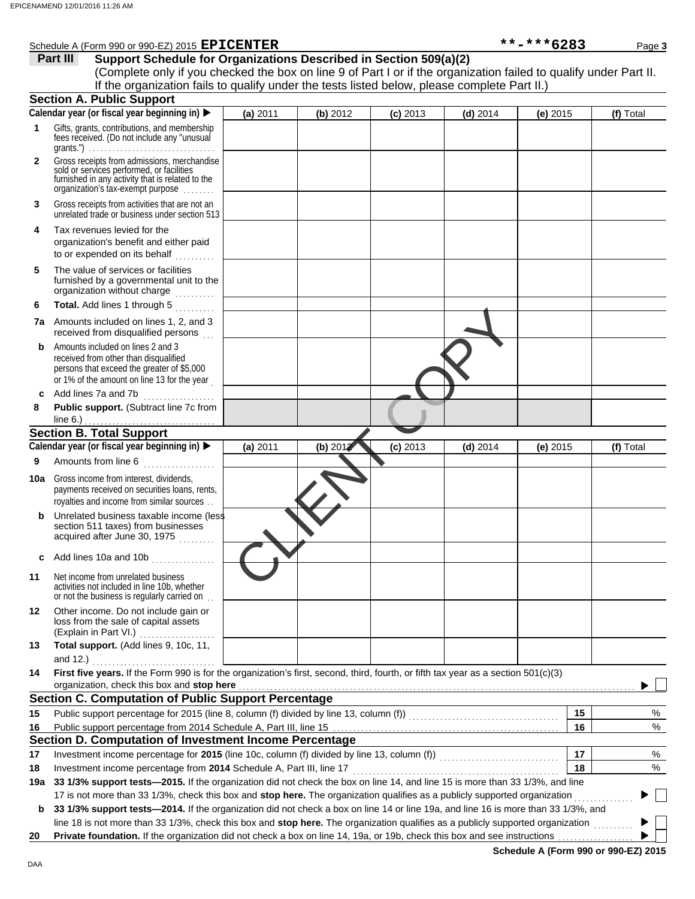Schedule A (Form 990 or 990-EZ) 2015 **EPICENTER** **-***6283

**Part III** **Support Schedule for Organizations Described in Section 509(a)(2)**

(Complete only if you checked the box on line 9 of Part I or if the organization failed to qualify under Part II. If the organization fails to qualify under the tests listed below, please complete Part II.)

### Section A. Public Support

| | Calendar year (or fiscal year beginning in) ▶ | (a) 2011 | (b) 2012 | (c) 2013 | (d) 2014 | (e) 2015 | (f) Total |
|---|---|---|---|---|---|---|---|
| 1 | Gifts, grants, contributions, and membership fees received. (Do not include any "unusual grants.") | | | | | | |
| 2 | Gross receipts from admissions, merchandise sold or services performed, or facilities furnished in any activity that is related to the organization's tax-exempt purpose | | | | | | |
| 3 | Gross receipts from activities that are not an unrelated trade or business under section 513 | | | | | | |
| 4 | Tax revenues levied for the organization's benefit and either paid to or expended on its behalf | | | | | | |
| 5 | The value of services or facilities furnished by a governmental unit to the organization without charge | | | | | | |
| 6 | **Total.** Add lines 1 through 5 | | | | | | |
| 7a | Amounts included on lines 1, 2, and 3 received from disqualified persons | | | | | | |
| b | Amounts included on lines 2 and 3 received from other than disqualified persons that exceed the greater of $5,000 or 1% of the amount on line 13 for the year | | | | | | |
| c | Add lines 7a and 7b | | | | | | |
| 8 | **Public support.** (Subtract line 7c from line 6.) | | | | | | |

### Section B. Total Support

| | Calendar year (or fiscal year beginning in) ▶ | (a) 2011 | (b) 2012 | (c) 2013 | (d) 2014 | (e) 2015 | (f) Total |
|---|---|---|---|---|---|---|---|
| 9 | Amounts from line 6 | | | | | | |
| 10a | Gross income from interest, dividends, payments received on securities loans, rents, royalties and income from similar sources | | | | | | |
| b | Unrelated business taxable income (less section 511 taxes) from businesses acquired after June 30, 1975 | | | | | | |
| c | Add lines 10a and 10b | | | | | | |
| 11 | Net income from unrelated business activities not included in line 10b, whether or not the business is regularly carried on | | | | | | |
| 12 | Other income. Do not include gain or loss from the sale of capital assets (Explain in Part VI.) | | | | | | |
| 13 | **Total support.** (Add lines 9, 10c, 11, and 12.) | | | | | | |

**14** **First five years.** If the Form 990 is for the organization's first, second, third, fourth, or fifth tax year as a section 501(c)(3) organization, check this box and **stop here** ▶ ☐

### Section C. Computation of Public Support Percentage

| | | | |
|---|---|---|---|
| 15 | Public support percentage for 2015 (line 8, column (f) divided by line 13, column (f)) | 15 | % |
| 16 | Public support percentage from 2014 Schedule A, Part III, line 15 | 16 | % |

### Section D. Computation of Investment Income Percentage

| | | | |
|---|---|---|---|
| 17 | Investment income percentage for **2015** (line 10c, column (f) divided by line 13, column (f)) | 17 | % |
| 18 | Investment income percentage from **2014** Schedule A, Part III, line 17 | 18 | % |

**19a** **33 1/3% support tests—2015.** If the organization did not check the box on line 14, and line 15 is more than 33 1/3%, and line 17 is not more than 33 1/3%, check this box and **stop here.** The organization qualifies as a publicly supported organization ▶ ☐

**b** **33 1/3% support tests—2014.** If the organization did not check a box on line 14 or line 19a, and line 16 is more than 33 1/3%, and line 18 is not more than 33 1/3%, check this box and **stop here.** The organization qualifies as a publicly supported organization ▶ ☐

**20** **Private foundation.** If the organization did not check a box on line 14, 19a, or 19b, check this box and see instructions ▶ ☐

**Schedule A (Form 990 or 990-EZ) 2015**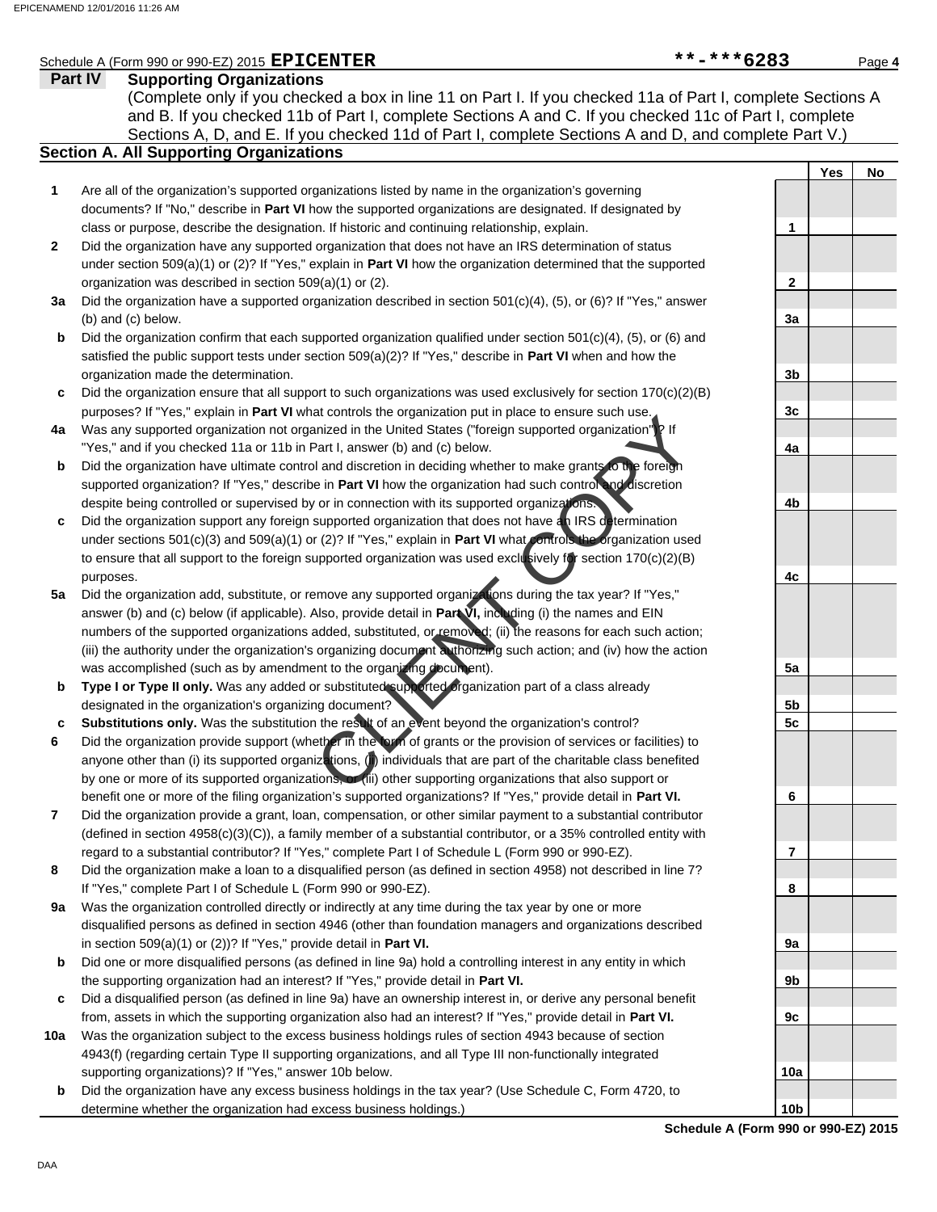Schedule A (Form 990 or 990-EZ) 2015 **EPICENTER** **-***6283

## Part IV Supporting Organizations

(Complete only if you checked a box in line 11 on Part I. If you checked 11a of Part I, complete Sections A and B. If you checked 11b of Part I, complete Sections A and C. If you checked 11c of Part I, complete Sections A, D, and E. If you checked 11d of Part I, complete Sections A and D, and complete Part V.)

### Section A. All Supporting Organizations

| | | | Yes | No |
|---|---|---|---|---|
| **1** | Are all of the organization's supported organizations listed by name in the organization's governing documents? If "No," describe in **Part VI** how the supported organizations are designated. If designated by class or purpose, describe the designation. If historic and continuing relationship, explain. | 1 | | |
| **2** | Did the organization have any supported organization that does not have an IRS determination of status under section 509(a)(1) or (2)? If "Yes," explain in **Part VI** how the organization determined that the supported organization was described in section 509(a)(1) or (2). | 2 | | |
| **3a** | Did the organization have a supported organization described in section 501(c)(4), (5), or (6)? If "Yes," answer (b) and (c) below. | 3a | | |
| **b** | Did the organization confirm that each supported organization qualified under section 501(c)(4), (5), or (6) and satisfied the public support tests under section 509(a)(2)? If "Yes," describe in **Part VI** when and how the organization made the determination. | 3b | | |
| **c** | Did the organization ensure that all support to such organizations was used exclusively for section 170(c)(2)(B) purposes? If "Yes," explain in **Part VI** what controls the organization put in place to ensure such use. | 3c | | |
| **4a** | Was any supported organization not organized in the United States ("foreign supported organization")? If "Yes," and if you checked 11a or 11b in Part I, answer (b) and (c) below. | 4a | | |
| **b** | Did the organization have ultimate control and discretion in deciding whether to make grants to the foreign supported organization? If "Yes," describe in **Part VI** how the organization had such control and discretion despite being controlled or supervised by or in connection with its supported organizations. | 4b | | |
| **c** | Did the organization support any foreign supported organization that does not have an IRS determination under sections 501(c)(3) and 509(a)(1) or (2)? If "Yes," explain in **Part VI** what controls the organization used to ensure that all support to the foreign supported organization was used exclusively for section 170(c)(2)(B) purposes. | 4c | | |
| **5a** | Did the organization add, substitute, or remove any supported organizations during the tax year? If "Yes," answer (b) and (c) below (if applicable). Also, provide detail in **Part VI,** including (i) the names and EIN numbers of the supported organizations added, substituted, or removed; (ii) the reasons for each such action; (iii) the authority under the organization's organizing document authorizing such action; and (iv) how the action was accomplished (such as by amendment to the organizing document). | 5a | | |
| **b** | **Type I or Type II only.** Was any added or substituted supported organization part of a class already designated in the organization's organizing document? | 5b | | |
| **c** | **Substitutions only.** Was the substitution the result of an event beyond the organization's control? | 5c | | |
| **6** | Did the organization provide support (whether in the form of grants or the provision of services or facilities) to anyone other than (i) its supported organizations, (ii) individuals that are part of the charitable class benefited by one or more of its supported organizations, or (iii) other supporting organizations that also support or benefit one or more of the filing organization's supported organizations? If "Yes," provide detail in **Part VI.** | 6 | | |
| **7** | Did the organization provide a grant, loan, compensation, or other similar payment to a substantial contributor (defined in section 4958(c)(3)(C)), a family member of a substantial contributor, or a 35% controlled entity with regard to a substantial contributor? If "Yes," complete Part I of Schedule L (Form 990 or 990-EZ). | 7 | | |
| **8** | Did the organization make a loan to a disqualified person (as defined in section 4958) not described in line 7? If "Yes," complete Part I of Schedule L (Form 990 or 990-EZ). | 8 | | |
| **9a** | Was the organization controlled directly or indirectly at any time during the tax year by one or more disqualified persons as defined in section 4946 (other than foundation managers and organizations described in section 509(a)(1) or (2))? If "Yes," provide detail in **Part VI.** | 9a | | |
| **b** | Did one or more disqualified persons (as defined in line 9a) hold a controlling interest in any entity in which the supporting organization had an interest? If "Yes," provide detail in **Part VI.** | 9b | | |
| **c** | Did a disqualified person (as defined in line 9a) have an ownership interest in, or derive any personal benefit from, assets in which the supporting organization also had an interest? If "Yes," provide detail in **Part VI.** | 9c | | |
| **10a** | Was the organization subject to the excess business holdings rules of section 4943 because of section 4943(f) (regarding certain Type II supporting organizations, and all Type III non-functionally integrated supporting organizations)? If "Yes," answer 10b below. | 10a | | |
| **b** | Did the organization have any excess business holdings in the tax year? (Use Schedule C, Form 4720, to determine whether the organization had excess business holdings.) | 10b | | |

**Schedule A (Form 990 or 990-EZ) 2015**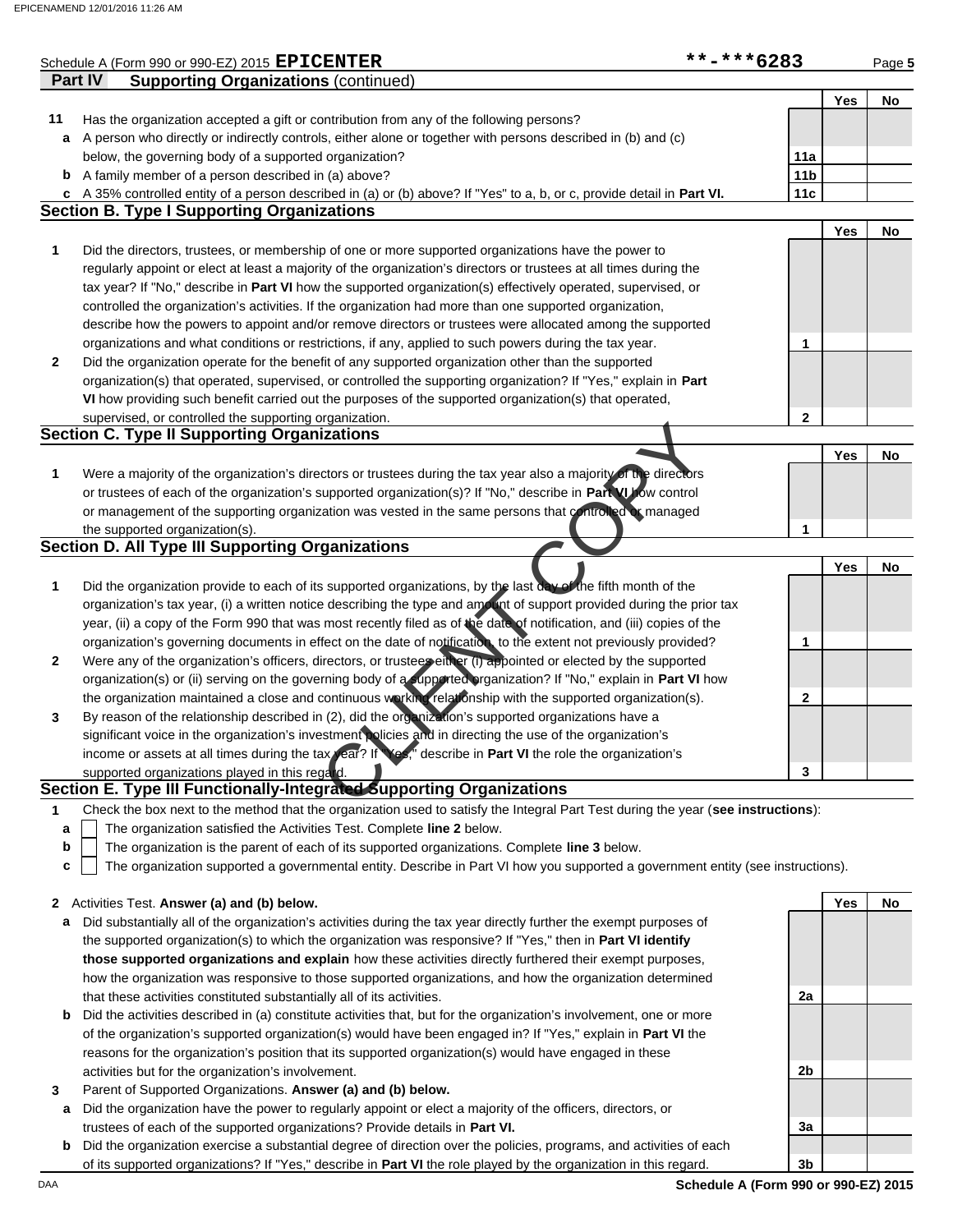Schedule A (Form 990 or 990-EZ) 2015 **EPICENTER** **-***6283

## Part IV Supporting Organizations (continued)

| | | | Yes | No |
|---|---|---|---|---|
| **11** | Has the organization accepted a gift or contribution from any of the following persons? | | | |
| **a** | A person who directly or indirectly controls, either alone or together with persons described in (b) and (c) below, the governing body of a supported organization? | 11a | | |
| **b** | A family member of a person described in (a) above? | 11b | | |
| **c** | A 35% controlled entity of a person described in (a) or (b) above? If "Yes" to a, b, or c, provide detail in **Part VI.** | 11c | | |

### Section B. Type I Supporting Organizations

| | | | Yes | No |
|---|---|---|---|---|
| **1** | Did the directors, trustees, or membership of one or more supported organizations have the power to regularly appoint or elect at least a majority of the organization's directors or trustees at all times during the tax year? If "No," describe in **Part VI** how the supported organization(s) effectively operated, supervised, or controlled the organization's activities. If the organization had more than one supported organization, describe how the powers to appoint and/or remove directors or trustees were allocated among the supported organizations and what conditions or restrictions, if any, applied to such powers during the tax year. | 1 | | |
| **2** | Did the organization operate for the benefit of any supported organization other than the supported organization(s) that operated, supervised, or controlled the supporting organization? If "Yes," explain in **Part VI** how providing such benefit carried out the purposes of the supported organization(s) that operated, supervised, or controlled the supporting organization. | 2 | | |

### Section C. Type II Supporting Organizations

| | | | Yes | No |
|---|---|---|---|---|
| **1** | Were a majority of the organization's directors or trustees during the tax year also a majority of the directors or trustees of each of the organization's supported organization(s)? If "No," describe in **Part VI** how control or management of the supporting organization was vested in the same persons that controlled or managed the supported organization(s). | 1 | | |

### Section D. All Type III Supporting Organizations

| | | | Yes | No |
|---|---|---|---|---|
| **1** | Did the organization provide to each of its supported organizations, by the last day of the fifth month of the organization's tax year, (i) a written notice describing the type and amount of support provided during the prior tax year, (ii) a copy of the Form 990 that was most recently filed as of the date of notification, and (iii) copies of the organization's governing documents in effect on the date of notification, to the extent not previously provided? | 1 | | |
| **2** | Were any of the organization's officers, directors, or trustees either (i) appointed or elected by the supported organization(s) or (ii) serving on the governing body of a supported organization? If "No," explain in **Part VI** how the organization maintained a close and continuous working relationship with the supported organization(s). | 2 | | |
| **3** | By reason of the relationship described in (2), did the organization's supported organizations have a significant voice in the organization's investment policies and in directing the use of the organization's income or assets at all times during the tax year? If "Yes," describe in **Part VI** the role the organization's supported organizations played in this regard. | 3 | | |

### Section E. Type III Functionally-Integrated Supporting Organizations

**1** Check the box next to the method that the organization used to satisfy the Integral Part Test during the year (**see instructions**):

- **a** ☐ The organization satisfied the Activities Test. Complete **line 2** below.
- **b** ☐ The organization is the parent of each of its supported organizations. Complete **line 3** below.
- **c** ☐ The organization supported a governmental entity. Describe in Part VI how you supported a government entity (see instructions).

| | | | Yes | No |
|---|---|---|---|---|
| **2** | Activities Test. **Answer (a) and (b) below.** | | | |
| **a** | Did substantially all of the organization's activities during the tax year directly further the exempt purposes of the supported organization(s) to which the organization was responsive? If "Yes," then in **Part VI identify those supported organizations and explain** how these activities directly furthered their exempt purposes, how the organization was responsive to those supported organizations, and how the organization determined that these activities constituted substantially all of its activities. | 2a | | |
| **b** | Did the activities described in (a) constitute activities that, but for the organization's involvement, one or more of the organization's supported organization(s) would have been engaged in? If "Yes," explain in **Part VI** the reasons for the organization's position that its supported organization(s) would have engaged in these activities but for the organization's involvement. | 2b | | |
| **3** | Parent of Supported Organizations. **Answer (a) and (b) below.** | | | |
| **a** | Did the organization have the power to regularly appoint or elect a majority of the officers, directors, or trustees of each of the supported organizations? Provide details in **Part VI.** | 3a | | |
| **b** | Did the organization exercise a substantial degree of direction over the policies, programs, and activities of each of its supported organizations? If "Yes," describe in **Part VI** the role played by the organization in this regard. | 3b | | |

**Schedule A (Form 990 or 990-EZ) 2015**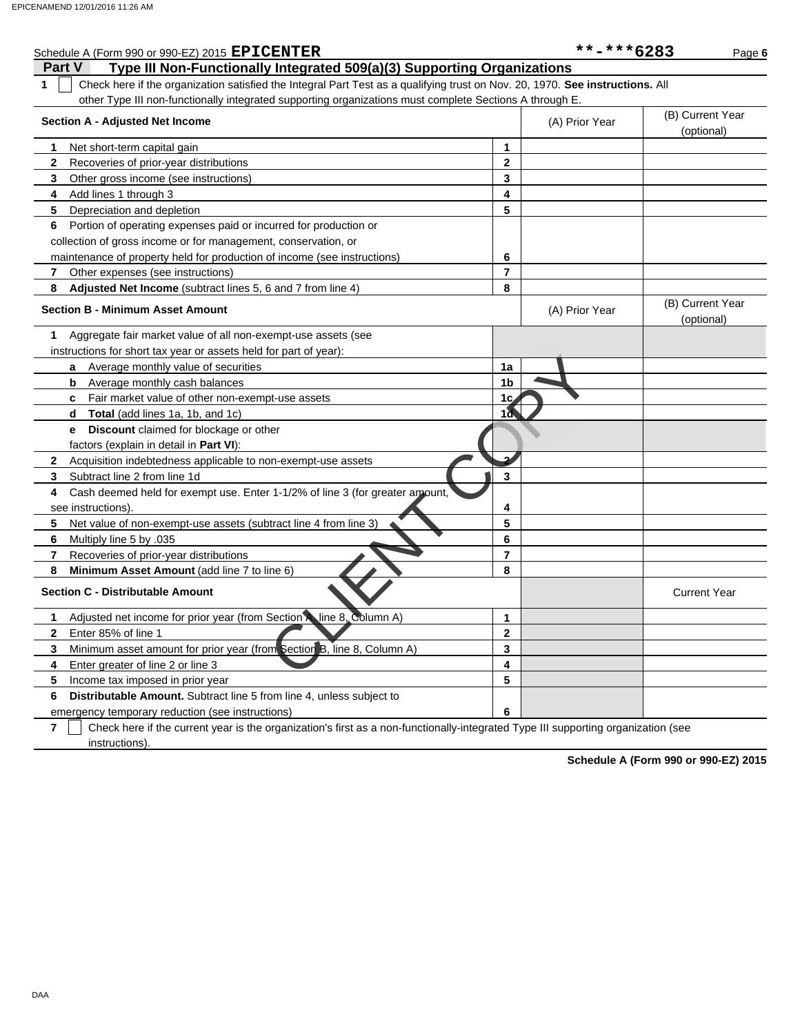Schedule A (Form 990 or 990-EZ) 2015 **EPICENTER** **-***6283

## Part V Type III Non-Functionally Integrated 509(a)(3) Supporting Organizations

**1** ☐ Check here if the organization satisfied the Integral Part Test as a qualifying trust on Nov. 20, 1970. **See instructions.** All other Type III non-functionally integrated supporting organizations must complete Sections A through E.

| Section A - Adjusted Net Income | | (A) Prior Year | (B) Current Year (optional) |
|---|---|---|---|
| **1** Net short-term capital gain | 1 | | |
| **2** Recoveries of prior-year distributions | 2 | | |
| **3** Other gross income (see instructions) | 3 | | |
| **4** Add lines 1 through 3 | 4 | | |
| **5** Depreciation and depletion | 5 | | |
| **6** Portion of operating expenses paid or incurred for production or collection of gross income or for management, conservation, or maintenance of property held for production of income (see instructions) | 6 | | |
| **7** Other expenses (see instructions) | 7 | | |
| **8** **Adjusted Net Income** (subtract lines 5, 6 and 7 from line 4) | 8 | | |

| Section B - Minimum Asset Amount | | (A) Prior Year | (B) Current Year (optional) |
|---|---|---|---|
| **1** Aggregate fair market value of all non-exempt-use assets (see instructions for short tax year or assets held for part of year): | | | |
| **a** Average monthly value of securities | 1a | | |
| **b** Average monthly cash balances | 1b | | |
| **c** Fair market value of other non-exempt-use assets | 1c | | |
| **d** **Total** (add lines 1a, 1b, and 1c) | 1d | | |
| **e** **Discount** claimed for blockage or other factors (explain in detail in **Part VI**): | | | |
| **2** Acquisition indebtedness applicable to non-exempt-use assets | 2 | | |
| **3** Subtract line 2 from line 1d | 3 | | |
| **4** Cash deemed held for exempt use. Enter 1-1/2% of line 3 (for greater amount, see instructions). | 4 | | |
| **5** Net value of non-exempt-use assets (subtract line 4 from line 3) | 5 | | |
| **6** Multiply line 5 by .035 | 6 | | |
| **7** Recoveries of prior-year distributions | 7 | | |
| **8** **Minimum Asset Amount** (add line 7 to line 6) | 8 | | |

| Section C - Distributable Amount | | | Current Year |
|---|---|---|---|
| **1** Adjusted net income for prior year (from Section A, line 8, Column A) | 1 | | |
| **2** Enter 85% of line 1 | 2 | | |
| **3** Minimum asset amount for prior year (from Section B, line 8, Column A) | 3 | | |
| **4** Enter greater of line 2 or line 3 | 4 | | |
| **5** Income tax imposed in prior year | 5 | | |
| **6** **Distributable Amount.** Subtract line 5 from line 4, unless subject to emergency temporary reduction (see instructions) | 6 | | |

**7** ☐ Check here if the current year is the organization's first as a non-functionally-integrated Type III supporting organization (see instructions).

**Schedule A (Form 990 or 990-EZ) 2015**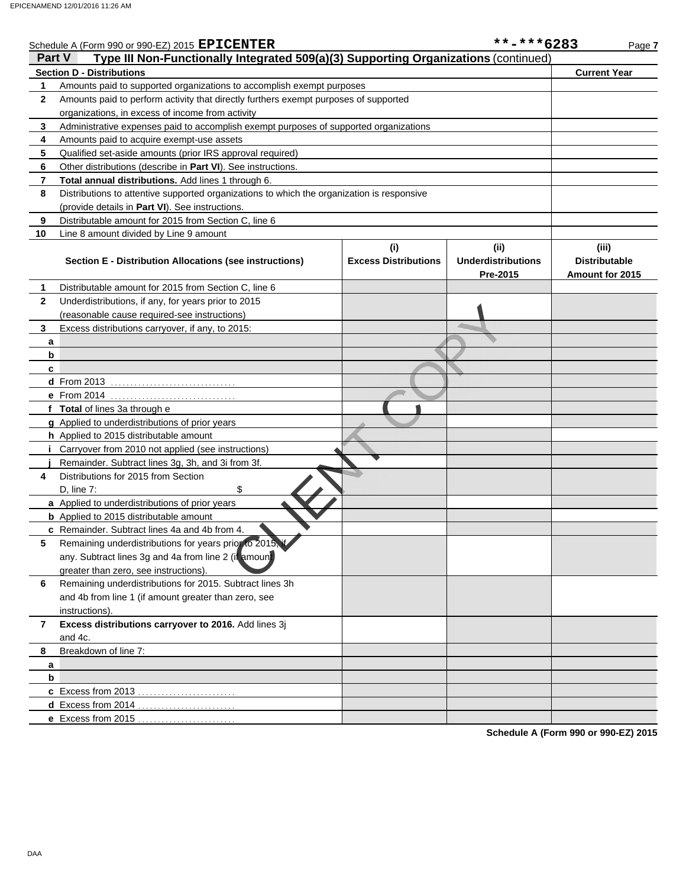Schedule A (Form 990 or 990-EZ) 2015 **EPICENTER** **-***6283 Page **7**

## Part V Type III Non-Functionally Integrated 509(a)(3) Supporting Organizations (continued)

| Section D - Distributions | | Current Year |
|---|---|---|
| **1** | Amounts paid to supported organizations to accomplish exempt purposes | |
| **2** | Amounts paid to perform activity that directly furthers exempt purposes of supported organizations, in excess of income from activity | |
| **3** | Administrative expenses paid to accomplish exempt purposes of supported organizations | |
| **4** | Amounts paid to acquire exempt-use assets | |
| **5** | Qualified set-aside amounts (prior IRS approval required) | |
| **6** | Other distributions (describe in **Part VI**). See instructions. | |
| **7** | **Total annual distributions.** Add lines 1 through 6. | |
| **8** | Distributions to attentive supported organizations to which the organization is responsive (provide details in **Part VI**). See instructions. | |
| **9** | Distributable amount for 2015 from Section C, line 6 | |
| **10** | Line 8 amount divided by Line 9 amount | |

| | Section E - Distribution Allocations (see instructions) | (i) Excess Distributions | (ii) Underdistributions Pre-2015 | (iii) Distributable Amount for 2015 |
|---|---|---|---|---|
| **1** | Distributable amount for 2015 from Section C, line 6 | | | |
| **2** | Underdistributions, if any, for years prior to 2015 (reasonable cause required-see instructions) | | | |
| **3** | Excess distributions carryover, if any, to 2015: | | | |
| **a** | | | | |
| **b** | | | | |
| **c** | | | | |
| **d** | From 2013 | | | |
| **e** | From 2014 | | | |
| **f** | **Total** of lines 3a through e | | | |
| **g** | Applied to underdistributions of prior years | | | |
| **h** | Applied to 2015 distributable amount | | | |
| **i** | Carryover from 2010 not applied (see instructions) | | | |
| **j** | Remainder. Subtract lines 3g, 3h, and 3i from 3f. | | | |
| **4** | Distributions for 2015 from Section D, line 7: $ | | | |
| **a** | Applied to underdistributions of prior years | | | |
| **b** | Applied to 2015 distributable amount | | | |
| **c** | Remainder. Subtract lines 4a and 4b from 4. | | | |
| **5** | Remaining underdistributions for years prior to 2015, if any. Subtract lines 3g and 4a from line 2 (if amount greater than zero, see instructions). | | | |
| **6** | Remaining underdistributions for 2015. Subtract lines 3h and 4b from line 1 (if amount greater than zero, see instructions). | | | |
| **7** | **Excess distributions carryover to 2016.** Add lines 3j and 4c. | | | |
| **8** | Breakdown of line 7: | | | |
| **a** | | | | |
| **b** | | | | |
| **c** | Excess from 2013 | | | |
| **d** | Excess from 2014 | | | |
| **e** | Excess from 2015 | | | |

**Schedule A (Form 990 or 990-EZ) 2015**

CLIENT COPY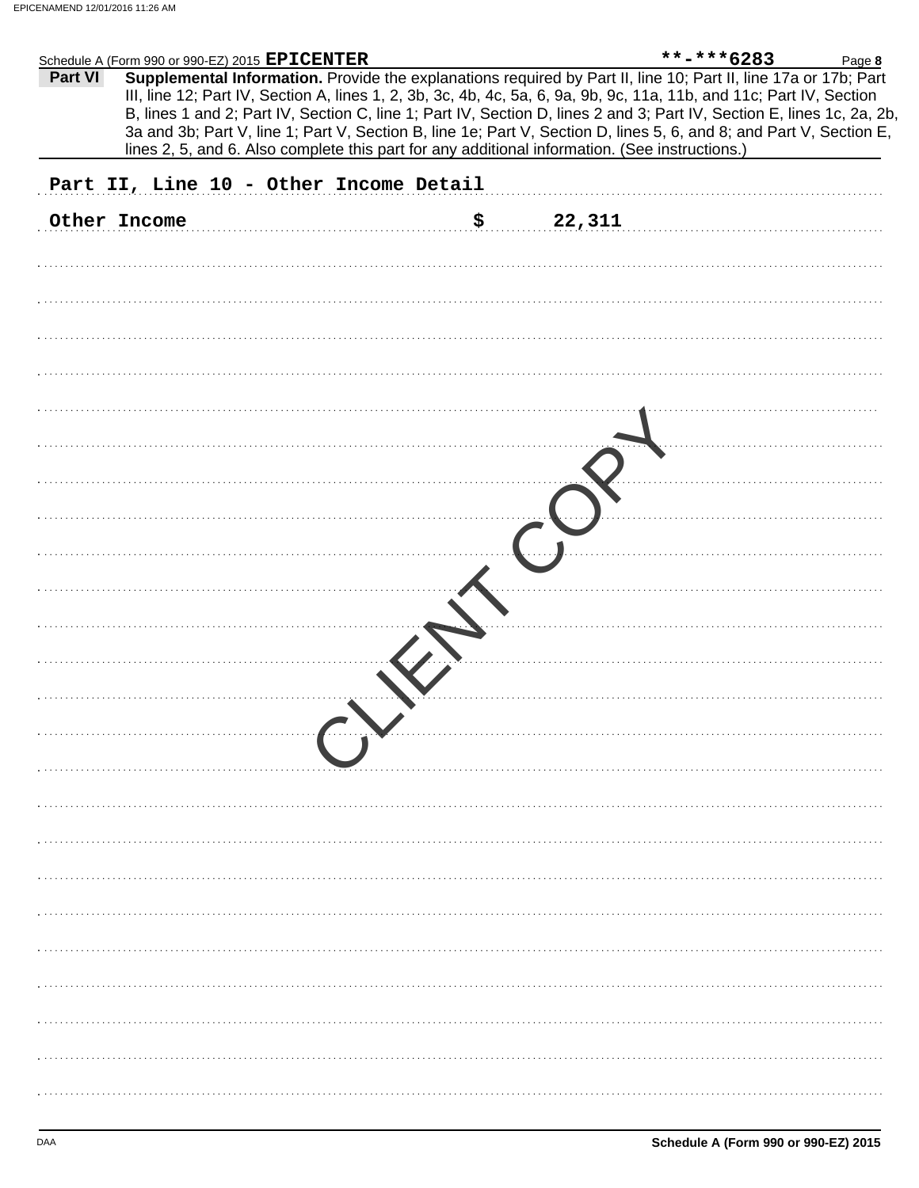Schedule A (Form 990 or 990-EZ) 2015 **EPICENTER** **-***6283

**Part VI** **Supplemental Information.** Provide the explanations required by Part II, line 10; Part II, line 17a or 17b; Part III, line 12; Part IV, Section A, lines 1, 2, 3b, 3c, 4b, 4c, 5a, 6, 9a, 9b, 9c, 11a, 11b, and 11c; Part IV, Section B, lines 1 and 2; Part IV, Section C, line 1; Part IV, Section D, lines 2 and 3; Part IV, Section E, lines 1c, 2a, 2b, 3a and 3b; Part V, line 1; Part V, Section B, line 1e; Part V, Section D, lines 5, 6, and 8; and Part V, Section E, lines 2, 5, and 6. Also complete this part for any additional information. (See instructions.)

Part II, Line 10 - Other Income Detail

Other Income $ 22,311

CLIENT COPY

**Schedule A (Form 990 or 990-EZ) 2015**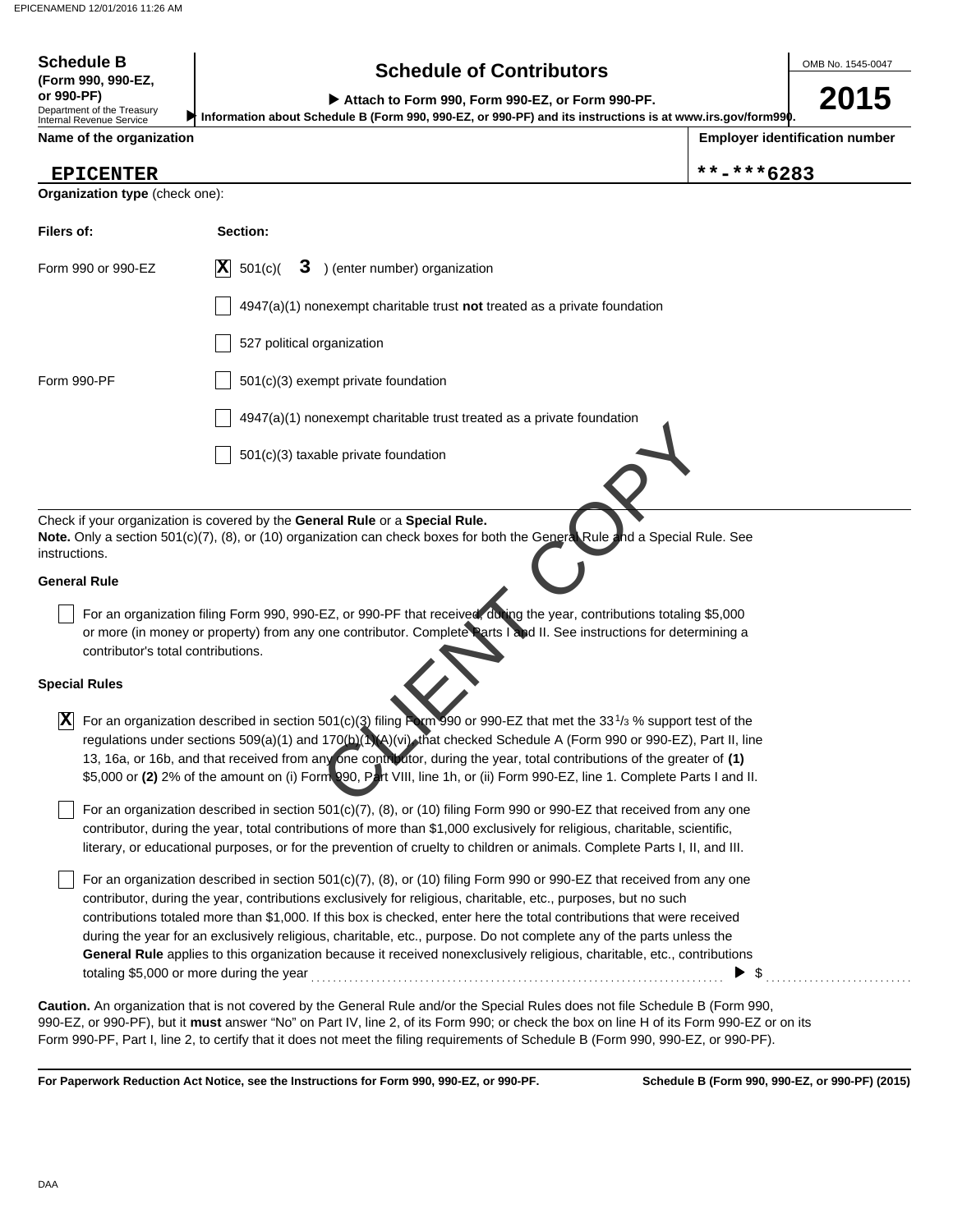**Schedule B** (Form 990, 990-EZ, or 990-PF)
Department of the Treasury
Internal Revenue Service

# Schedule of Contributors

▶ Attach to Form 990, Form 990-EZ, or Form 990-PF.
▶ Information about Schedule B (Form 990, 990-EZ, or 990-PF) and its instructions is at www.irs.gov/form990.

OMB No. 1545-0047

**2015**

| Name of the organization | Employer identification number |
|---|---|
| EPICENTER | **-***6283 |

**Organization type** (check one):

| Filers of: | Section: |
|---|---|
| Form 990 or 990-EZ | [X] 501(c)( 3 ) (enter number) organization |
| | [ ] 4947(a)(1) nonexempt charitable trust **not** treated as a private foundation |
| | [ ] 527 political organization |
| Form 990-PF | [ ] 501(c)(3) exempt private foundation |
| | [ ] 4947(a)(1) nonexempt charitable trust treated as a private foundation |
| | [ ] 501(c)(3) taxable private foundation |

Check if your organization is covered by the **General Rule** or a **Special Rule.**
**Note.** Only a section 501(c)(7), (8), or (10) organization can check boxes for both the General Rule and a Special Rule. See instructions.

**General Rule**

[ ] For an organization filing Form 990, 990-EZ, or 990-PF that received, during the year, contributions totaling $5,000 or more (in money or property) from any one contributor. Complete Parts I and II. See instructions for determining a contributor's total contributions.

**Special Rules**

[X] For an organization described in section 501(c)(3) filing Form 990 or 990-EZ that met the 33 1/3 % support test of the regulations under sections 509(a)(1) and 170(b)(1)(A)(vi), that checked Schedule A (Form 990 or 990-EZ), Part II, line 13, 16a, or 16b, and that received from any one contributor, during the year, total contributions of the greater of **(1)** $5,000 or **(2)** 2% of the amount on (i) Form 990, Part VIII, line 1h, or (ii) Form 990-EZ, line 1. Complete Parts I and II.

[ ] For an organization described in section 501(c)(7), (8), or (10) filing Form 990 or 990-EZ that received from any one contributor, during the year, total contributions of more than $1,000 exclusively for religious, charitable, scientific, literary, or educational purposes, or for the prevention of cruelty to children or animals. Complete Parts I, II, and III.

[ ] For an organization described in section 501(c)(7), (8), or (10) filing Form 990 or 990-EZ that received from any one contributor, during the year, contributions exclusively for religious, charitable, etc., purposes, but no such contributions totaled more than $1,000. If this box is checked, enter here the total contributions that were received during the year for an exclusively religious, charitable, etc., purpose. Do not complete any of the parts unless the **General Rule** applies to this organization because it received nonexclusively religious, charitable, etc., contributions totaling $5,000 or more during the year ▶ $ ..........

**Caution.** An organization that is not covered by the General Rule and/or the Special Rules does not file Schedule B (Form 990, 990-EZ, or 990-PF), but it **must** answer "No" on Part IV, line 2, of its Form 990; or check the box on line H of its Form 990-EZ or on its Form 990-PF, Part I, line 2, to certify that it does not meet the filing requirements of Schedule B (Form 990, 990-EZ, or 990-PF).

**For Paperwork Reduction Act Notice, see the Instructions for Form 990, 990-EZ, or 990-PF.** **Schedule B (Form 990, 990-EZ, or 990-PF) (2015)**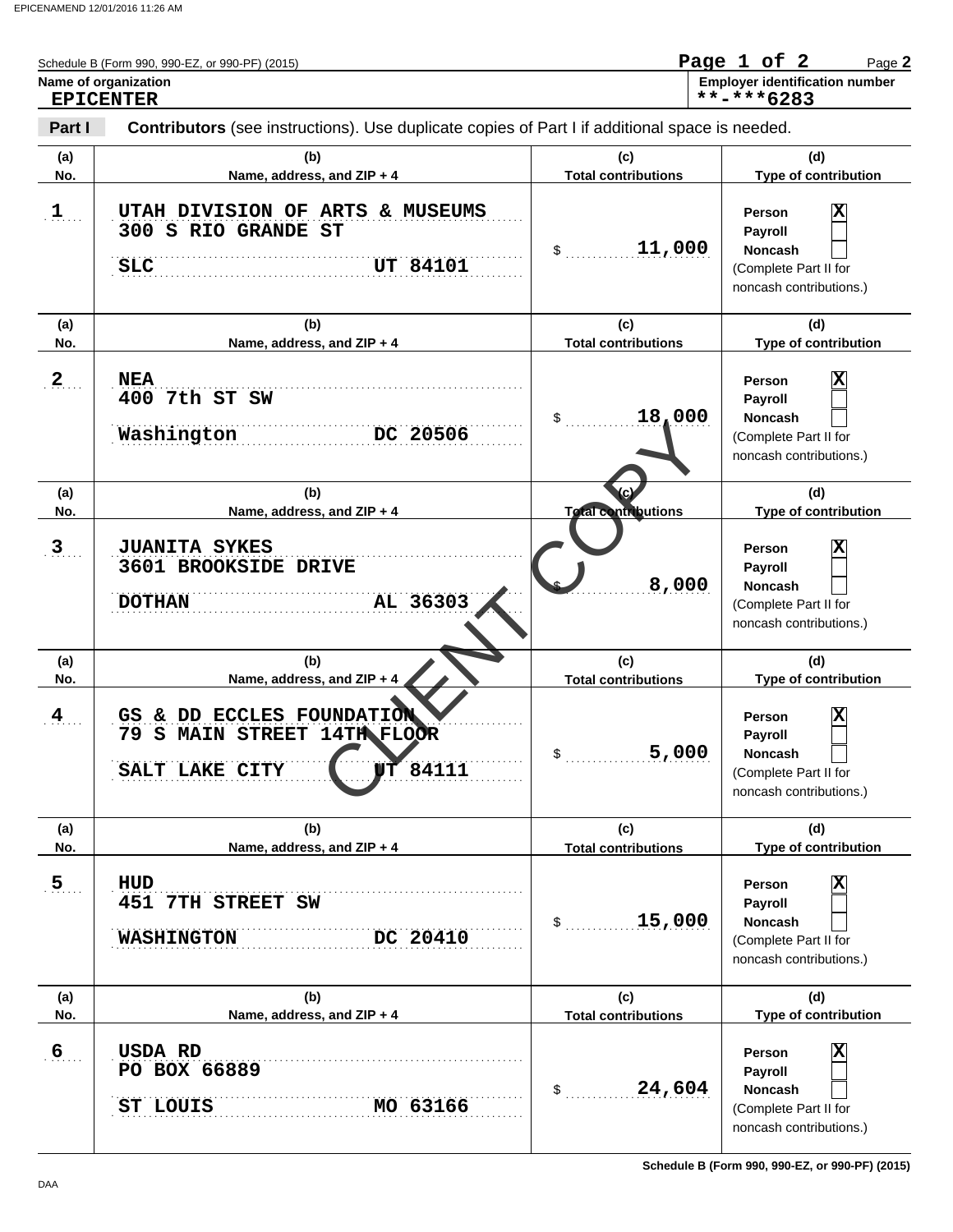Schedule B (Form 990, 990-EZ, or 990-PF) (2015)

**Name of organization**
EPICENTER

**Employer identification number**
**-***6283

**Part I** **Contributors** (see instructions). Use duplicate copies of Part I if additional space is needed.

| (a) No. | (b) Name, address, and ZIP + 4 | (c) Total contributions | (d) Type of contribution |
|---|---|---|---|
| 1 | UTAH DIVISION OF ARTS & MUSEUMS<br>300 S RIO GRANDE ST<br>SLC UT 84101 | $ 11,000 | Person [X]<br>Payroll [ ]<br>Noncash [ ]<br>(Complete Part II for noncash contributions.) |
| 2 | NEA<br>400 7th ST SW<br>Washington DC 20506 | $ 18,000 | Person [X]<br>Payroll [ ]<br>Noncash [ ]<br>(Complete Part II for noncash contributions.) |
| 3 | JUANITA SYKES<br>3601 BROOKSIDE DRIVE<br>DOTHAN AL 36303 | $ 8,000 | Person [X]<br>Payroll [ ]<br>Noncash [ ]<br>(Complete Part II for noncash contributions.) |
| 4 | GS & DD ECCLES FOUNDATION<br>79 S MAIN STREET 14TH FLOOR<br>SALT LAKE CITY UT 84111 | $ 5,000 | Person [X]<br>Payroll [ ]<br>Noncash [ ]<br>(Complete Part II for noncash contributions.) |
| 5 | HUD<br>451 7TH STREET SW<br>WASHINGTON DC 20410 | $ 15,000 | Person [X]<br>Payroll [ ]<br>Noncash [ ]<br>(Complete Part II for noncash contributions.) |
| 6 | USDA RD<br>PO BOX 66889<br>ST LOUIS MO 63166 | $ 24,604 | Person [X]<br>Payroll [ ]<br>Noncash [ ]<br>(Complete Part II for noncash contributions.) |

CLIENT COPY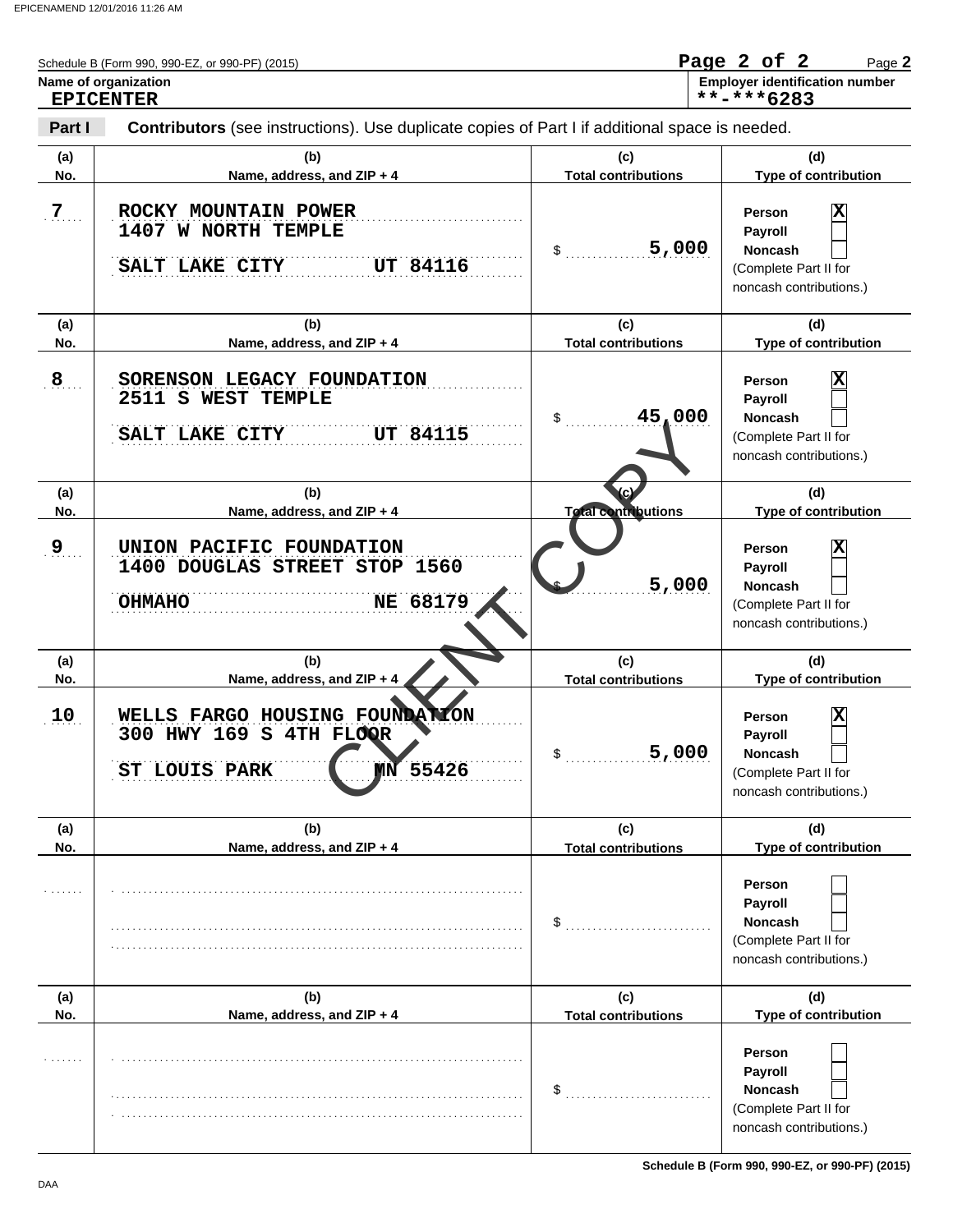EPICENAMEND 12/01/2016 11:26 AM

Schedule B (Form 990, 990-EZ, or 990-PF) (2015)

**Name of organization**
EPICENTER

**Employer identification number**
\*\*-\*\*\*6283

**Part I** **Contributors** (see instructions). Use duplicate copies of Part I if additional space is needed.

| (a) No. | (b) Name, address, and ZIP + 4 | (c) Total contributions | (d) Type of contribution |
|---|---|---|---|
| 7 | ROCKY MOUNTAIN POWER<br>1407 W NORTH TEMPLE<br>SALT LAKE CITY UT 84116 | $ 5,000 | Person [X]<br>Payroll [ ]<br>Noncash [ ]<br>(Complete Part II for noncash contributions.) |
| 8 | SORENSON LEGACY FOUNDATION<br>2511 S WEST TEMPLE<br>SALT LAKE CITY UT 84115 | $ 45,000 | Person [X]<br>Payroll [ ]<br>Noncash [ ]<br>(Complete Part II for noncash contributions.) |
| 9 | UNION PACIFIC FOUNDATION<br>1400 DOUGLAS STREET STOP 1560<br>OHMAHO NE 68179 | $ 5,000 | Person [X]<br>Payroll [ ]<br>Noncash [ ]<br>(Complete Part II for noncash contributions.) |
| 10 | WELLS FARGO HOUSING FOUNDATION<br>300 HWY 169 S 4TH FLOOR<br>ST LOUIS PARK MN 55426 | $ 5,000 | Person [X]<br>Payroll [ ]<br>Noncash [ ]<br>(Complete Part II for noncash contributions.) |
| | | $ | Person [ ]<br>Payroll [ ]<br>Noncash [ ]<br>(Complete Part II for noncash contributions.) |
| | | $ | Person [ ]<br>Payroll [ ]<br>Noncash [ ]<br>(Complete Part II for noncash contributions.) |

CLIENT COPY

DAA

Schedule B (Form 990, 990-EZ, or 990-PF) (2015)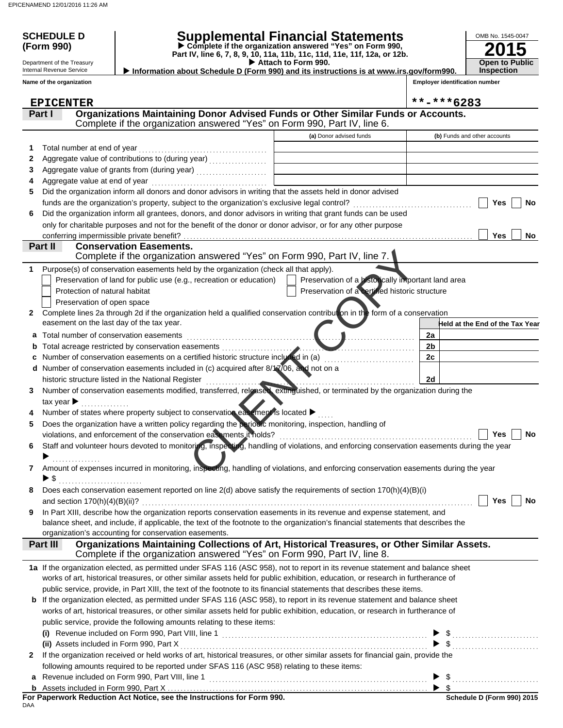**SCHEDULE D (Form 990)**

Department of the Treasury
Internal Revenue Service

# Supplemental Financial Statements

▶ Complete if the organization answered "Yes" on Form 990, Part IV, line 6, 7, 8, 9, 10, 11a, 11b, 11c, 11d, 11e, 11f, 12a, or 12b.
▶ Attach to Form 990.
▶ Information about Schedule D (Form 990) and its instructions is at www.irs.gov/form990.

OMB No. 1545-0047
**2015**
**Open to Public Inspection**

Name of the organization: **EPICENTER**
Employer identification number: **\*\*-\*\*\*6283**

## Part I Organizations Maintaining Donor Advised Funds or Other Similar Funds or Accounts.
Complete if the organization answered "Yes" on Form 990, Part IV, line 6.

| | | (a) Donor advised funds | (b) Funds and other accounts |
|---|---|---|---|
| 1 | Total number at end of year | | |
| 2 | Aggregate value of contributions to (during year) | | |
| 3 | Aggregate value of grants from (during year) | | |
| 4 | Aggregate value at end of year | | |

5 Did the organization inform all donors and donor advisors in writing that the assets held in donor advised funds are the organization's property, subject to the organization's exclusive legal control? ☐ Yes ☐ No

6 Did the organization inform all grantees, donors, and donor advisors in writing that grant funds can be used only for charitable purposes and not for the benefit of the donor or donor advisor, or for any other purpose conferring impermissible private benefit? ☐ Yes ☐ No

## Part II Conservation Easements.
Complete if the organization answered "Yes" on Form 990, Part IV, line 7.

1 Purpose(s) of conservation easements held by the organization (check all that apply).
- ☐ Preservation of land for public use (e.g., recreation or education)
- ☐ Preservation of a historically important land area
- ☐ Protection of natural habitat
- ☐ Preservation of a certified historic structure
- ☐ Preservation of open space

2 Complete lines 2a through 2d if the organization held a qualified conservation contribution in the form of a conservation easement on the last day of the tax year.

| | | | Held at the End of the Tax Year |
|---|---|---|---|
| a | Total number of conservation easements | 2a | |
| b | Total acreage restricted by conservation easements | 2b | |
| c | Number of conservation easements on a certified historic structure included in (a) | 2c | |
| d | Number of conservation easements included in (c) acquired after 8/17/06, and not on a historic structure listed in the National Register | 2d | |

3 Number of conservation easements modified, transferred, released, extinguished, or terminated by the organization during the tax year ▶

4 Number of states where property subject to conservation easement is located ▶

5 Does the organization have a written policy regarding the periodic monitoring, inspection, handling of violations, and enforcement of the conservation easements it holds? ☐ Yes ☐ No

6 Staff and volunteer hours devoted to monitoring, inspecting, handling of violations, and enforcing conservation easements during the year ▶

7 Amount of expenses incurred in monitoring, inspecting, handling of violations, and enforcing conservation easements during the year ▶ $

8 Does each conservation easement reported on line 2(d) above satisfy the requirements of section 170(h)(4)(B)(i) and section 170(h)(4)(B)(ii)? ☐ Yes ☐ No

9 In Part XIII, describe how the organization reports conservation easements in its revenue and expense statement, and balance sheet, and include, if applicable, the text of the footnote to the organization's financial statements that describes the organization's accounting for conservation easements.

## Part III Organizations Maintaining Collections of Art, Historical Treasures, or Other Similar Assets.
Complete if the organization answered "Yes" on Form 990, Part IV, line 8.

1a If the organization elected, as permitted under SFAS 116 (ASC 958), not to report in its revenue statement and balance sheet works of art, historical treasures, or other similar assets held for public exhibition, education, or research in furtherance of public service, provide, in Part XIII, the text of the footnote to its financial statements that describes these items.

b If the organization elected, as permitted under SFAS 116 (ASC 958), to report in its revenue statement and balance sheet works of art, historical treasures, or other similar assets held for public exhibition, education, or research in furtherance of public service, provide the following amounts relating to these items:

(i) Revenue included on Form 990, Part VIII, line 1 ▶ $

(ii) Assets included in Form 990, Part X ▶ $

2 If the organization received or held works of art, historical treasures, or other similar assets for financial gain, provide the following amounts required to be reported under SFAS 116 (ASC 958) relating to these items:

a Revenue included on Form 990, Part VIII, line 1 ▶ $

b Assets included in Form 990, Part X ▶ $

**For Paperwork Reduction Act Notice, see the Instructions for Form 990.**
**Schedule D (Form 990) 2015**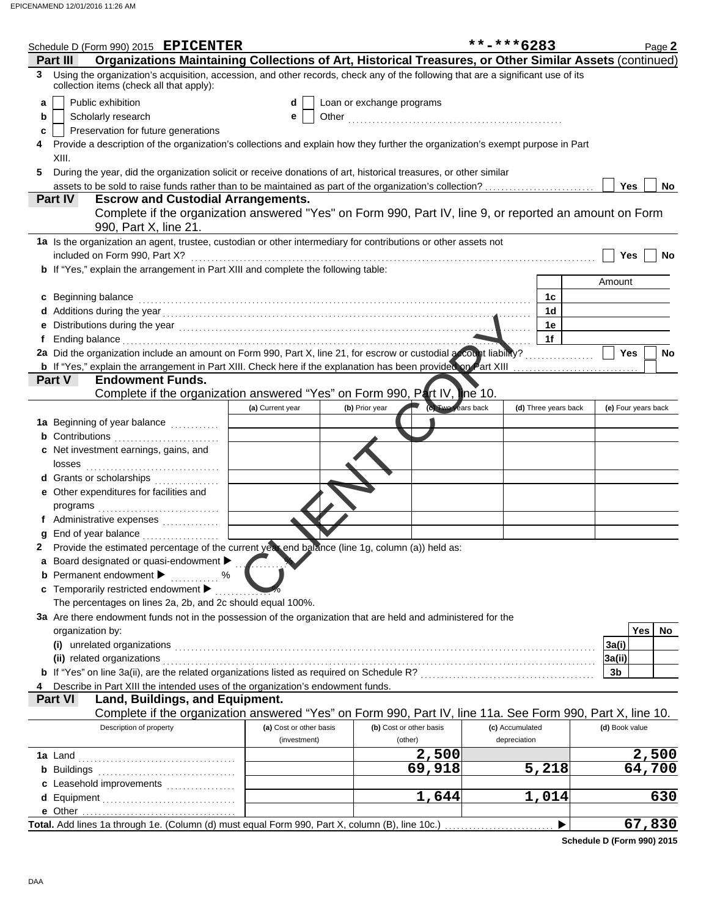Schedule D (Form 990) 2015 **EPICENTER** **-***6283

## Part III Organizations Maintaining Collections of Art, Historical Treasures, or Other Similar Assets (continued)

**3** Using the organization's acquisition, accession, and other records, check any of the following that are a significant use of its collection items (check all that apply):

- **a** ☐ Public exhibition
- **b** ☐ Scholarly research
- **c** ☐ Preservation for future generations
- **d** ☐ Loan or exchange programs
- **e** ☐ Other

**4** Provide a description of the organization's collections and explain how they further the organization's exempt purpose in Part XIII.

**5** During the year, did the organization solicit or receive donations of art, historical treasures, or other similar assets to be sold to raise funds rather than to be maintained as part of the organization's collection? ☐ Yes ☐ No

## Part IV Escrow and Custodial Arrangements.

Complete if the organization answered "Yes" on Form 990, Part IV, line 9, or reported an amount on Form 990, Part X, line 21.

**1a** Is the organization an agent, trustee, custodian or other intermediary for contributions or other assets not included on Form 990, Part X? ☐ Yes ☐ No

**b** If "Yes," explain the arrangement in Part XIII and complete the following table:

| | | Amount |
|---|---|---|
| **c** Beginning balance | 1c | |
| **d** Additions during the year | 1d | |
| **e** Distributions during the year | 1e | |
| **f** Ending balance | 1f | |

**2a** Did the organization include an amount on Form 990, Part X, line 21, for escrow or custodial account liability? ☐ Yes ☐ No

**b** If "Yes," explain the arrangement in Part XIII. Check here if the explanation has been provided on Part XIII ☐

## Part V Endowment Funds.

Complete if the organization answered "Yes" on Form 990, Part IV, line 10.

| | (a) Current year | (b) Prior year | (c) Two years back | (d) Three years back | (e) Four years back |
|---|---|---|---|---|---|
| **1a** Beginning of year balance | | | | | |
| **b** Contributions | | | | | |
| **c** Net investment earnings, gains, and losses | | | | | |
| **d** Grants or scholarships | | | | | |
| **e** Other expenditures for facilities and programs | | | | | |
| **f** Administrative expenses | | | | | |
| **g** End of year balance | | | | | |

**2** Provide the estimated percentage of the current year end balance (line 1g, column (a)) held as:

- **a** Board designated or quasi-endowment ▶ %
- **b** Permanent endowment ▶ %
- **c** Temporarily restricted endowment ▶ %

The percentages on lines 2a, 2b, and 2c should equal 100%.

**3a** Are there endowment funds not in the possession of the organization that are held and administered for the organization by:

| | | Yes | No |
|---|---|---|---|
| **(i)** unrelated organizations | 3a(i) | | |
| **(ii)** related organizations | 3a(ii) | | |
| **b** If "Yes" on line 3a(ii), are the related organizations listed as required on Schedule R? | 3b | | |

**4** Describe in Part XIII the intended uses of the organization's endowment funds.

## Part VI Land, Buildings, and Equipment.

Complete if the organization answered "Yes" on Form 990, Part IV, line 11a. See Form 990, Part X, line 10.

| Description of property | (a) Cost or other basis (investment) | (b) Cost or other basis (other) | (c) Accumulated depreciation | (d) Book value |
|---|---|---|---|---|
| **1a** Land | | 2,500 | | 2,500 |
| **b** Buildings | | 69,918 | 5,218 | 64,700 |
| **c** Leasehold improvements | | | | |
| **d** Equipment | | 1,644 | 1,014 | 630 |
| **e** Other | | | | |
| **Total.** Add lines 1a through 1e. (Column (d) must equal Form 990, Part X, column (B), line 10c.) ▶ | | | | 67,830 |

Schedule D (Form 990) 2015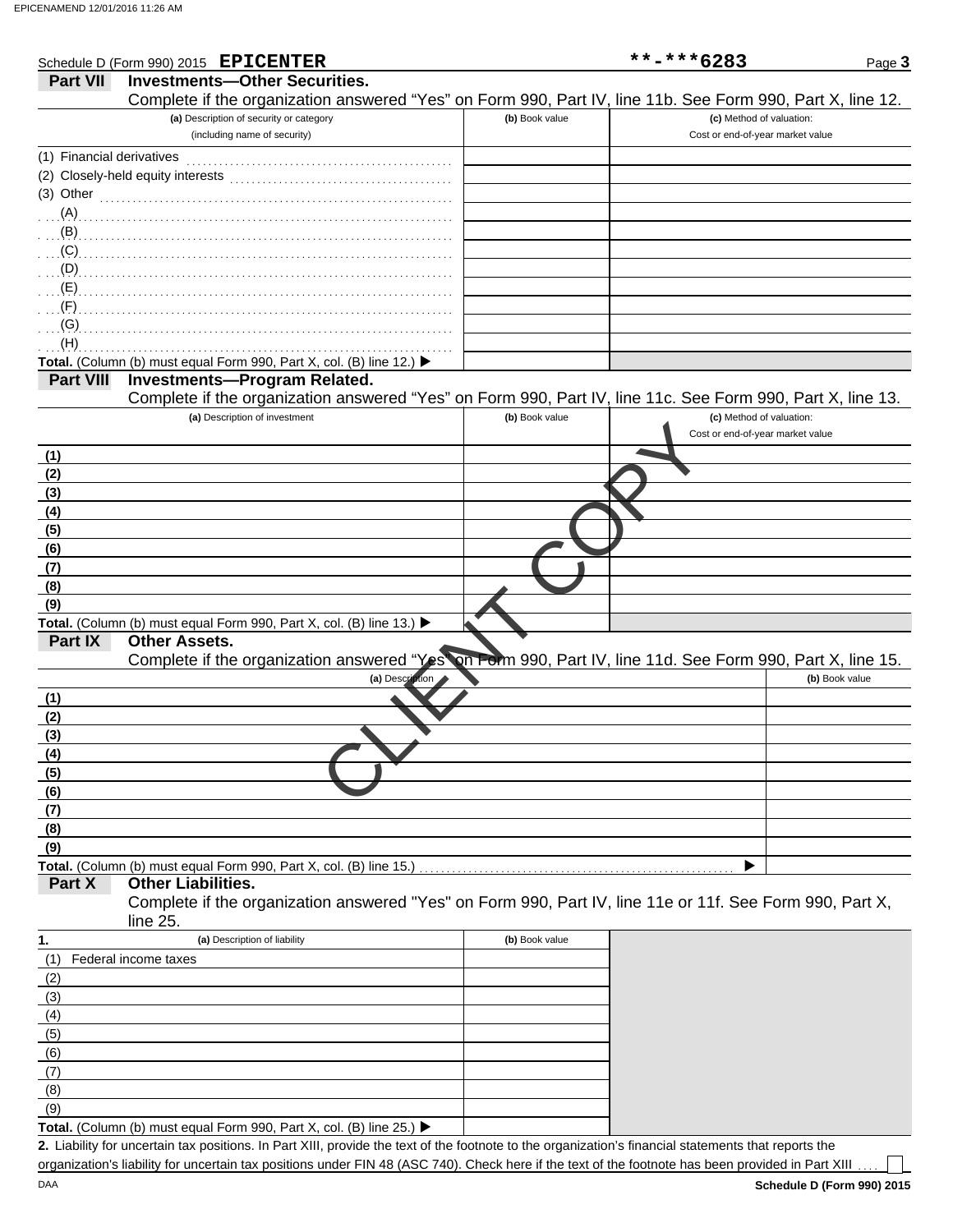Schedule D (Form 990) 2015 **EPICENTER** **-***6283

## Part VII Investments—Other Securities.

Complete if the organization answered "Yes" on Form 990, Part IV, line 11b. See Form 990, Part X, line 12.

| (a) Description of security or category (including name of security) | (b) Book value | (c) Method of valuation: Cost or end-of-year market value |
|---|---|---|
| (1) Financial derivatives | | |
| (2) Closely-held equity interests | | |
| (3) Other | | |
| (A) | | |
| (B) | | |
| (C) | | |
| (D) | | |
| (E) | | |
| (F) | | |
| (G) | | |
| (H) | | |
| **Total.** (Column (b) must equal Form 990, Part X, col. (B) line 12.) ▶ | | |

## Part VIII Investments—Program Related.

Complete if the organization answered "Yes" on Form 990, Part IV, line 11c. See Form 990, Part X, line 13.

| (a) Description of investment | (b) Book value | (c) Method of valuation: Cost or end-of-year market value |
|---|---|---|
| (1) | | |
| (2) | | |
| (3) | | |
| (4) | | |
| (5) | | |
| (6) | | |
| (7) | | |
| (8) | | |
| (9) | | |
| **Total.** (Column (b) must equal Form 990, Part X, col. (B) line 13.) ▶ | | |

## Part IX Other Assets.

Complete if the organization answered "Yes" on Form 990, Part IV, line 11d. See Form 990, Part X, line 15.

| (a) Description | (b) Book value |
|---|---|
| (1) | |
| (2) | |
| (3) | |
| (4) | |
| (5) | |
| (6) | |
| (7) | |
| (8) | |
| (9) | |
| **Total.** (Column (b) must equal Form 990, Part X, col. (B) line 15.) ▶ | |

## Part X Other Liabilities.

Complete if the organization answered "Yes" on Form 990, Part IV, line 11e or 11f. See Form 990, Part X, line 25.

| 1. (a) Description of liability | (b) Book value |
|---|---|
| (1) Federal income taxes | |
| (2) | |
| (3) | |
| (4) | |
| (5) | |
| (6) | |
| (7) | |
| (8) | |
| (9) | |
| **Total.** (Column (b) must equal Form 990, Part X, col. (B) line 25.) ▶ | |

**2.** Liability for uncertain tax positions. In Part XIII, provide the text of the footnote to the organization's financial statements that reports the organization's liability for uncertain tax positions under FIN 48 (ASC 740). Check here if the text of the footnote has been provided in Part XIII ☐

CLIENT COPY

DAA **Schedule D (Form 990) 2015**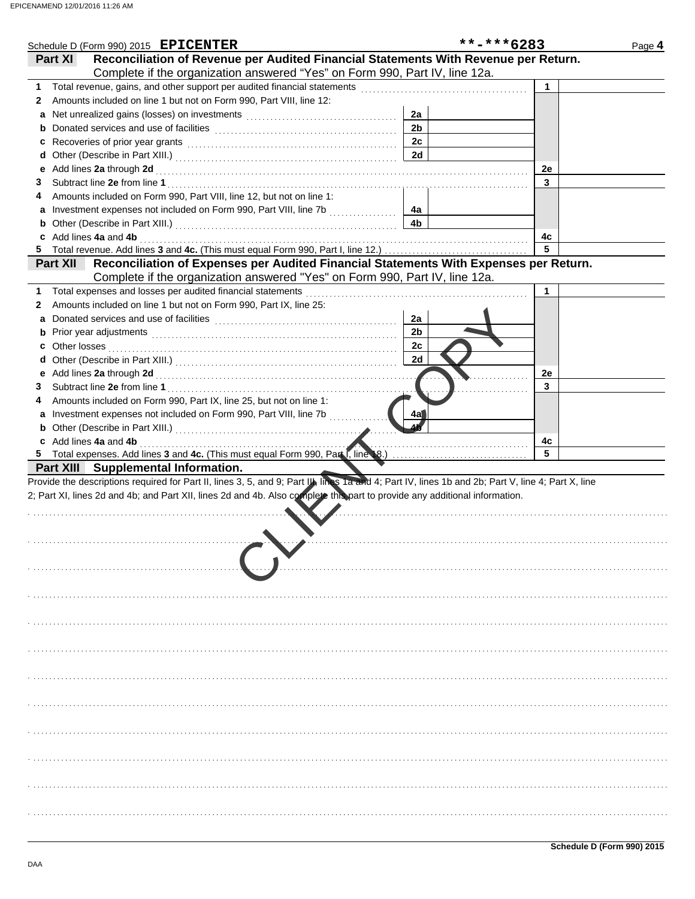Schedule D (Form 990) 2015 **EPICENTER** **-***6283 Page **4**

## Part XI Reconciliation of Revenue per Audited Financial Statements With Revenue per Return.

Complete if the organization answered "Yes" on Form 990, Part IV, line 12a.

| | | | | | |
|---|---|---|---|---|---|
| **1** | Total revenue, gains, and other support per audited financial statements | | | 1 | |
| **2** | Amounts included on line 1 but not on Form 990, Part VIII, line 12: | | | | |
| **a** | Net unrealized gains (losses) on investments | 2a | | | |
| **b** | Donated services and use of facilities | 2b | | | |
| **c** | Recoveries of prior year grants | 2c | | | |
| **d** | Other (Describe in Part XIII.) | 2d | | | |
| **e** | Add lines **2a** through **2d** | | | 2e | |
| **3** | Subtract line **2e** from line **1** | | | 3 | |
| **4** | Amounts included on Form 990, Part VIII, line 12, but not on line 1: | | | | |
| **a** | Investment expenses not included on Form 990, Part VIII, line 7b | 4a | | | |
| **b** | Other (Describe in Part XIII.) | 4b | | | |
| **c** | Add lines **4a** and **4b** | | | 4c | |
| **5** | Total revenue. Add lines **3** and **4c.** (This must equal Form 990, Part I, line 12.) | | | 5 | |

## Part XII Reconciliation of Expenses per Audited Financial Statements With Expenses per Return.

Complete if the organization answered "Yes" on Form 990, Part IV, line 12a.

| | | | | | |
|---|---|---|---|---|---|
| **1** | Total expenses and losses per audited financial statements | | | 1 | |
| **2** | Amounts included on line 1 but not on Form 990, Part IX, line 25: | | | | |
| **a** | Donated services and use of facilities | 2a | | | |
| **b** | Prior year adjustments | 2b | | | |
| **c** | Other losses | 2c | | | |
| **d** | Other (Describe in Part XIII.) | 2d | | | |
| **e** | Add lines **2a** through **2d** | | | 2e | |
| **3** | Subtract line **2e** from line **1** | | | 3 | |
| **4** | Amounts included on Form 990, Part IX, line 25, but not on line 1: | | | | |
| **a** | Investment expenses not included on Form 990, Part VIII, line 7b | 4a | | | |
| **b** | Other (Describe in Part XIII.) | 4b | | | |
| **c** | Add lines **4a** and **4b** | | | 4c | |
| **5** | Total expenses. Add lines **3** and **4c.** (This must equal Form 990, Part I, line 18.) | | | 5 | |

## Part XIII Supplemental Information.

Provide the descriptions required for Part II, lines 3, 5, and 9; Part III, lines 1a and 4; Part IV, lines 1b and 2b; Part V, line 4; Part X, line 2; Part XI, lines 2d and 4b; and Part XII, lines 2d and 4b. Also complete this part to provide any additional information.

CLIENT COPY

Schedule D (Form 990) 2015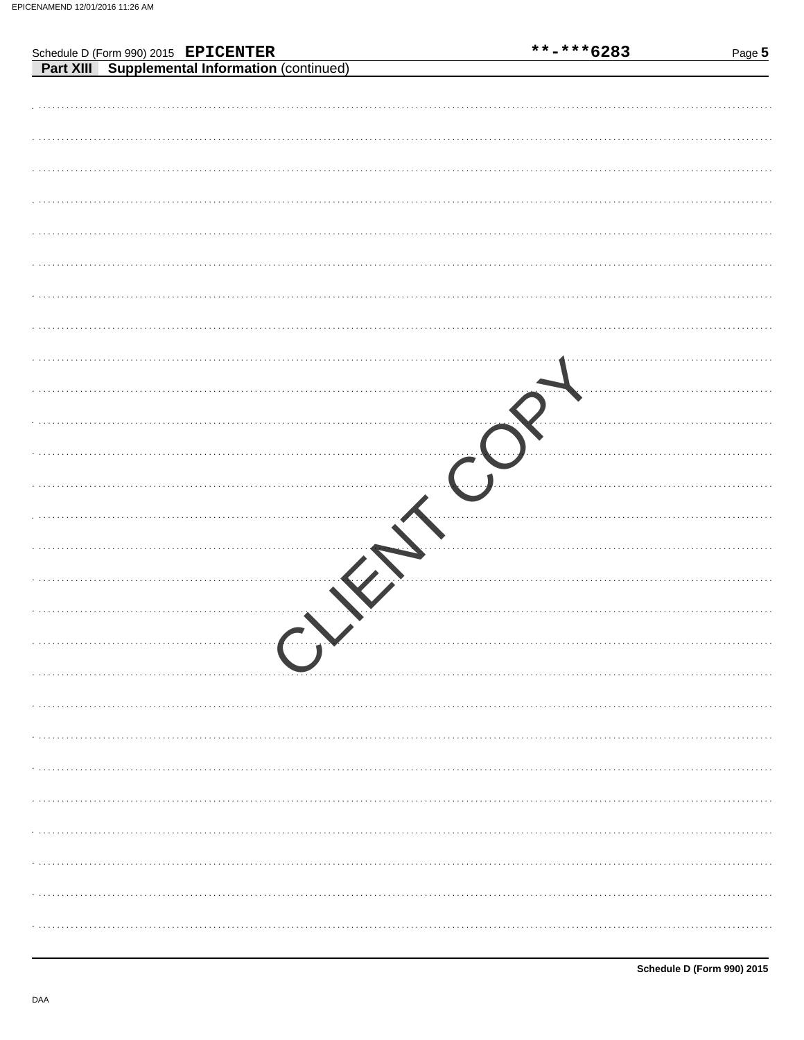Schedule D (Form 990) 2015 **EPICENTER** **-***6283

**Part XIII Supplemental Information** (continued)

CLIENT COPY

DAA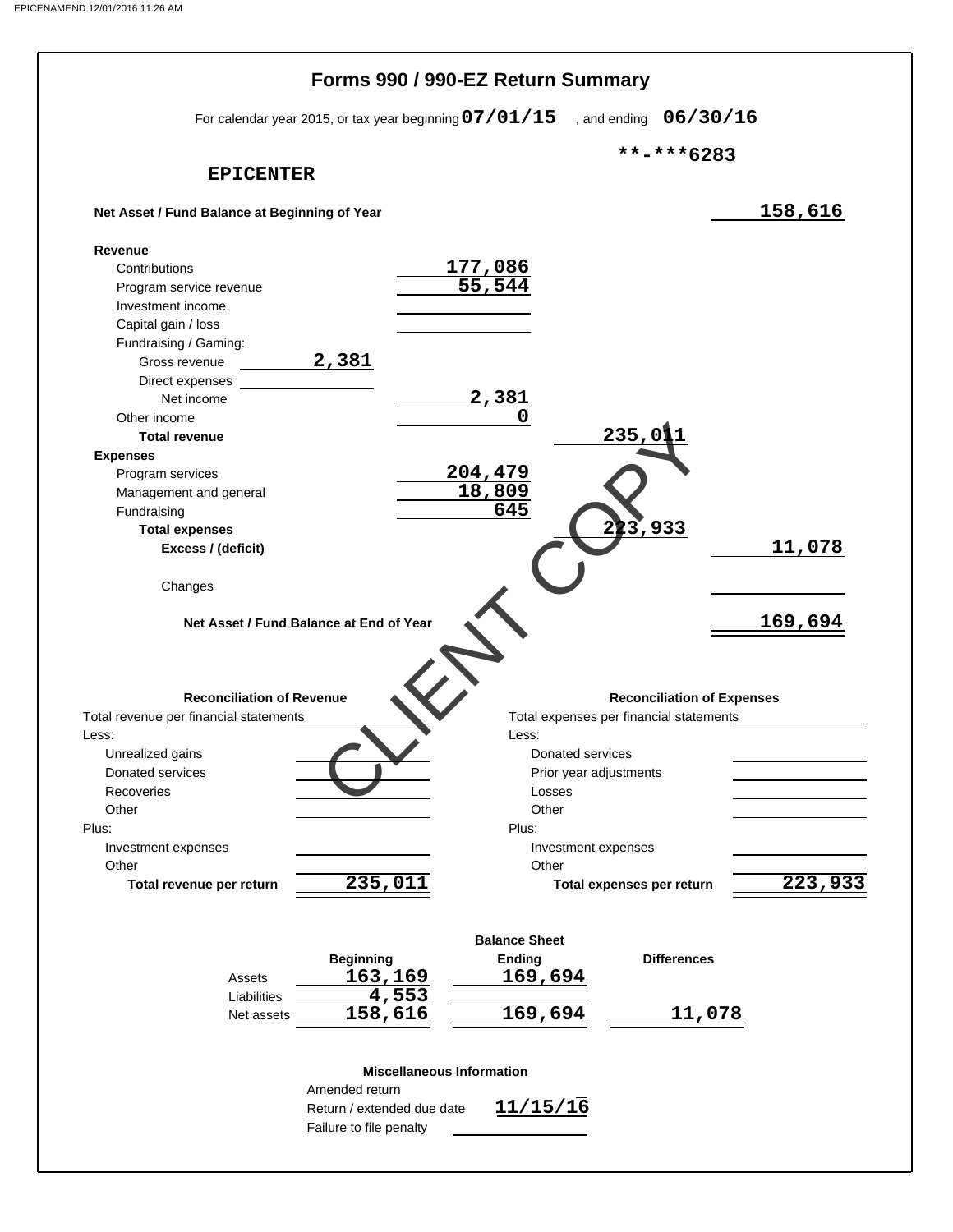# Forms 990 / 990-EZ Return Summary

For calendar year 2015, or tax year beginning **07/01/15** , and ending **06/30/16**

**EPICENTER**

**-***6283

| | | | |
|---|---|---|---|
| **Net Asset / Fund Balance at Beginning of Year** | | | 158,616 |
| **Revenue** | | | |
| Contributions | 177,086 | | |
| Program service revenue | 55,544 | | |
| Investment income | | | |
| Capital gain / loss | | | |
| Fundraising / Gaming: | | | |
| Gross revenue 2,381 | | | |
| Direct expenses | | | |
| Net income | 2,381 | | |
| Other income | 0 | | |
| **Total revenue** | | 235,011 | |
| **Expenses** | | | |
| Program services | 204,479 | | |
| Management and general | 18,809 | | |
| Fundraising | 645 | | |
| **Total expenses** | | 223,933 | |
| **Excess / (deficit)** | | | 11,078 |
| Changes | | | |
| **Net Asset / Fund Balance at End of Year** | | | 169,694 |

CLIENT COPY

| **Reconciliation of Revenue** | | **Reconciliation of Expenses** | |
|---|---|---|---|
| Total revenue per financial statements | | Total expenses per financial statements | |
| Less: | | Less: | |
| Unrealized gains | | Donated services | |
| Donated services | | Prior year adjustments | |
| Recoveries | | Losses | |
| Other | | Other | |
| Plus: | | Plus: | |
| Investment expenses | | Investment expenses | |
| Other | | Other | |
| **Total revenue per return** | 235,011 | **Total expenses per return** | 223,933 |

**Balance Sheet**

| | **Beginning** | **Ending** | **Differences** |
|---|---|---|---|
| Assets | 163,169 | 169,694 | |
| Liabilities | 4,553 | | |
| Net assets | 158,616 | 169,694 | 11,078 |

**Miscellaneous Information**

| | |
|---|---|
| Amended return | |
| Return / extended due date | 11/15/16 |
| Failure to file penalty | |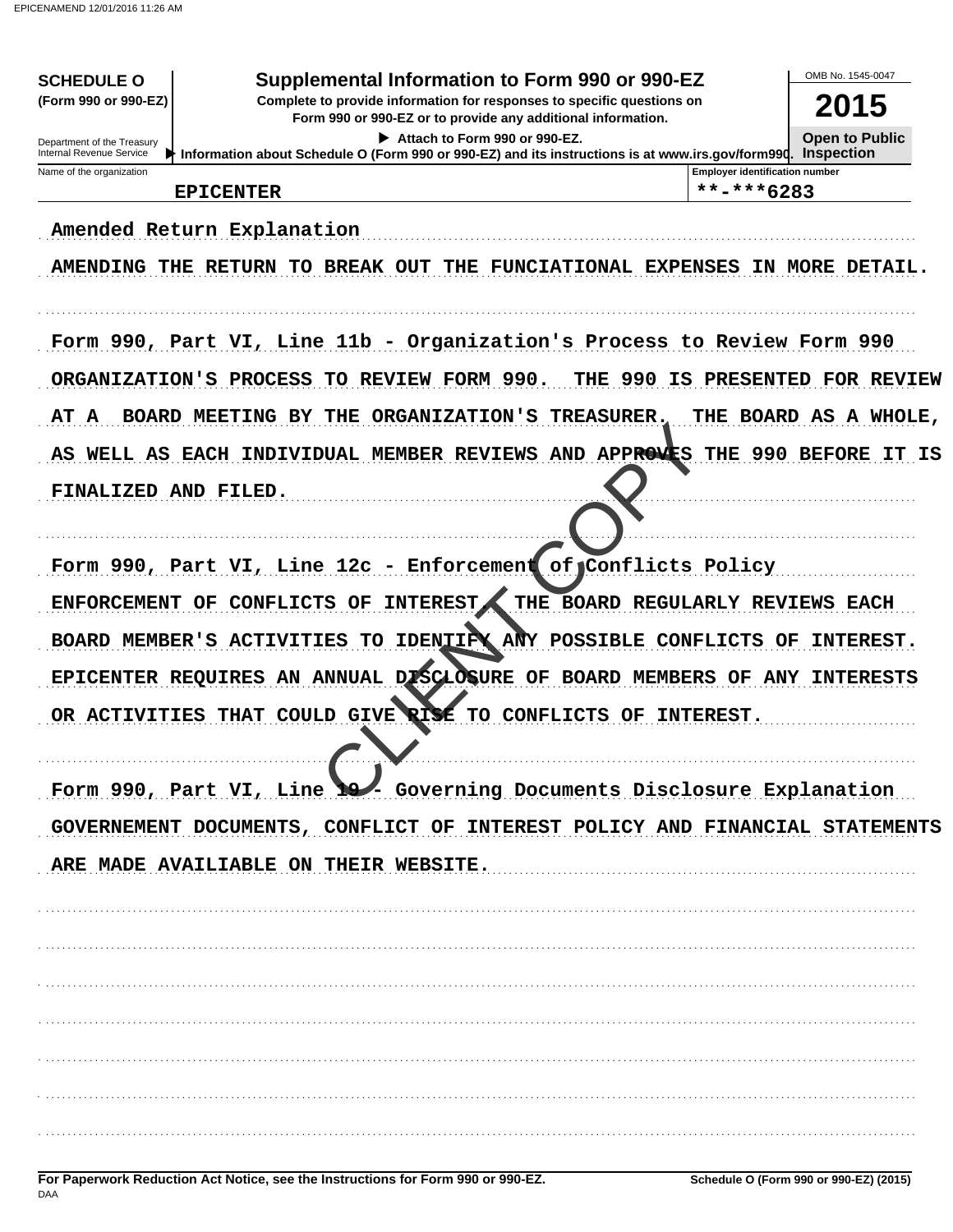**SCHEDULE O**
**(Form 990 or 990-EZ)**

Department of the Treasury
Internal Revenue Service

# Supplemental Information to Form 990 or 990-EZ

**Complete to provide information for responses to specific questions on Form 990 or 990-EZ or to provide any additional information.**

▶ **Attach to Form 990 or 990-EZ.**

▶ **Information about Schedule O (Form 990 or 990-EZ) and its instructions is at www.irs.gov/form990.**

OMB No. 1545-0047

**2015**

**Open to Public Inspection**

| Name of the organization | Employer identification number |
|---|---|
| EPICENTER | **-***6283 |

Amended Return Explanation

AMENDING THE RETURN TO BREAK OUT THE FUNCIATIONAL EXPENSES IN MORE DETAIL.

Form 990, Part VI, Line 11b - Organization's Process to Review Form 990

ORGANIZATION'S PROCESS TO REVIEW FORM 990. THE 990 IS PRESENTED FOR REVIEW AT A BOARD MEETING BY THE ORGANIZATION'S TREASURER. THE BOARD AS A WHOLE, AS WELL AS EACH INDIVIDUAL MEMBER REVIEWS AND APPROVES THE 990 BEFORE IT IS FINALIZED AND FILED.

Form 990, Part VI, Line 12c - Enforcement of Conflicts Policy

ENFORCEMENT OF CONFLICTS OF INTEREST. THE BOARD REGULARLY REVIEWS EACH BOARD MEMBER'S ACTIVITIES TO IDENTIFY ANY POSSIBLE CONFLICTS OF INTEREST. EPICENTER REQUIRES AN ANNUAL DISCLOSURE OF BOARD MEMBERS OF ANY INTERESTS OR ACTIVITIES THAT COULD GIVE RISE TO CONFLICTS OF INTEREST.

Form 990, Part VI, Line 19 - Governing Documents Disclosure Explanation

GOVERNEMENT DOCUMENTS, CONFLICT OF INTEREST POLICY AND FINANCIAL STATEMENTS ARE MADE AVAILIABLE ON THEIR WEBSITE.

**For Paperwork Reduction Act Notice, see the Instructions for Form 990 or 990-EZ.**

DAA

**Schedule O (Form 990 or 990-EZ) (2015)**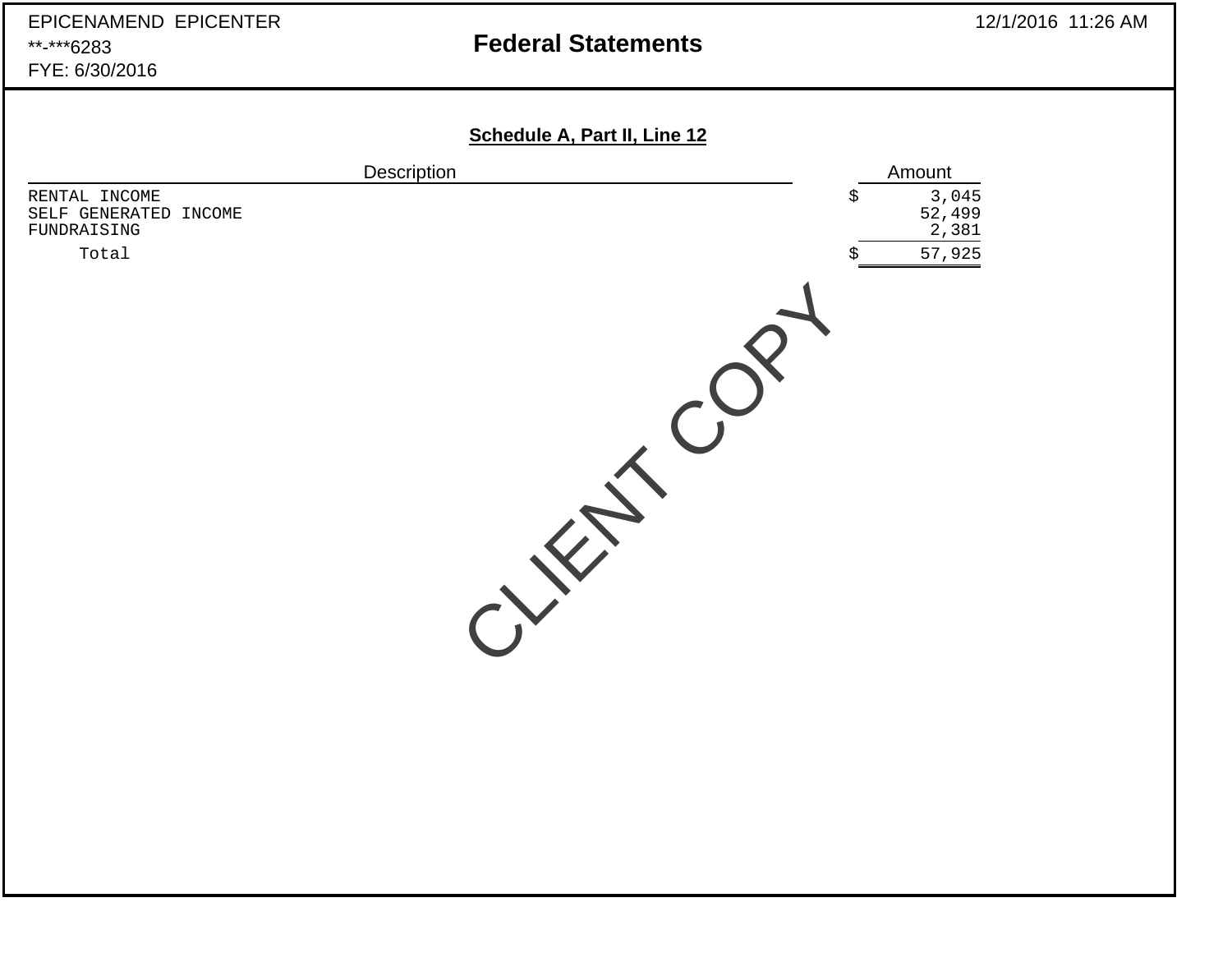EPICENAMEND EPICENTER
**-***6283
FYE: 6/30/2016

12/1/2016 11:26 AM

# Federal Statements

## Schedule A, Part II, Line 12

| Description | Amount |
|---|---|
| RENTAL INCOME | $ 3,045 |
| SELF GENERATED INCOME | 52,499 |
| FUNDRAISING | 2,381 |
| Total | $ 57,925 |

CLIENT COPY